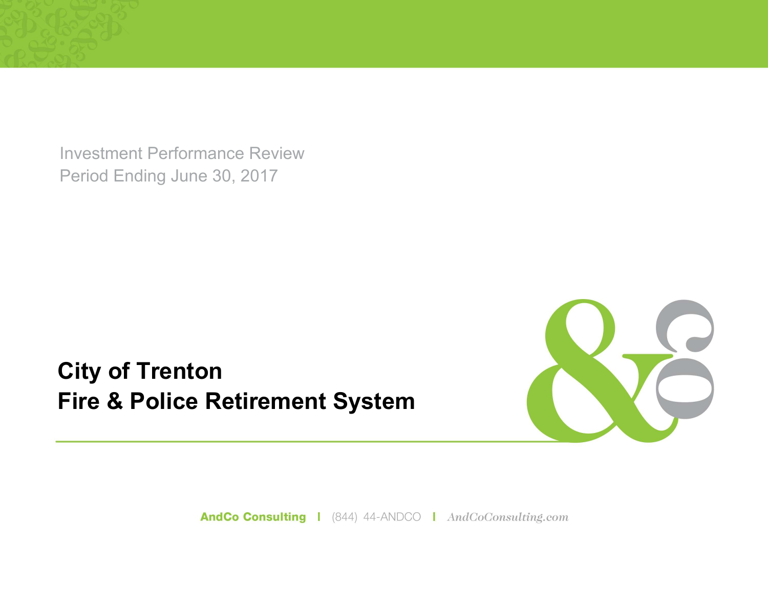Investment Performance Review
Period Ending June 30, 2017

# City of Trenton
# Fire & Police Retirement System

**AndCo Consulting** | (844) 44-ANDCO | *AndCoConsulting.com*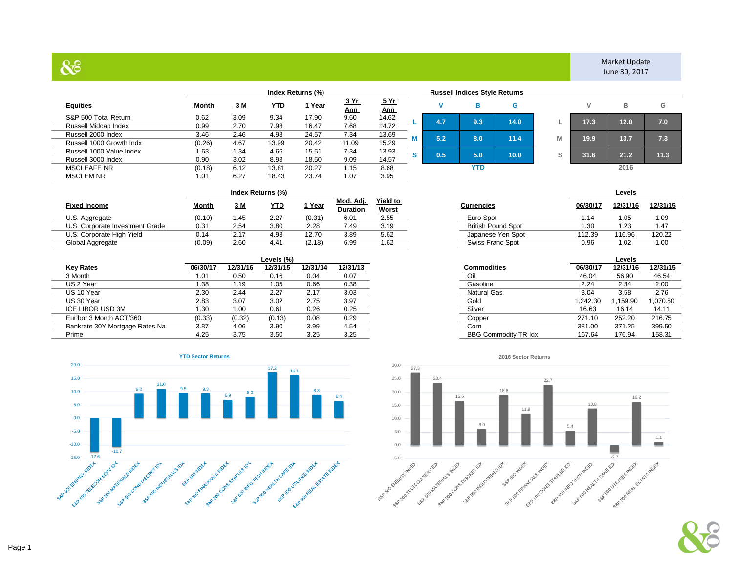Market Update
June 30, 2017

| Equities | Month | 3 M | YTD | 1 Year | 3 Yr Ann | 5 Yr Ann |
|---|---|---|---|---|---|---|
| | Index Returns (%) | | | | | |
| S&P 500 Total Return | 0.62 | 3.09 | 9.34 | 17.90 | 9.60 | 14.62 |
| Russell Midcap Index | 0.99 | 2.70 | 7.98 | 16.47 | 7.68 | 14.72 |
| Russell 2000 Index | 3.46 | 2.46 | 4.98 | 24.57 | 7.34 | 13.69 |
| Russell 1000 Growth Indx | (0.26) | 4.67 | 13.99 | 20.42 | 11.09 | 15.29 |
| Russell 1000 Value Index | 1.63 | 1.34 | 4.66 | 15.51 | 7.34 | 13.93 |
| Russell 3000 Index | 0.90 | 3.02 | 8.93 | 18.50 | 9.09 | 14.57 |
| MSCI EAFE NR | (0.18) | 6.12 | 13.81 | 20.27 | 1.15 | 8.68 |
| MSCI EM NR | 1.01 | 6.27 | 18.43 | 23.74 | 1.07 | 3.95 |

**Russell Indices Style Returns**

| | V | B | G | | V | B | G |
|---|---|---|---|---|---|---|---|
| L | 4.7 | 9.3 | 14.0 | L | 17.3 | 12.0 | 7.0 |
| M | 5.2 | 8.0 | 11.4 | M | 19.9 | 13.7 | 7.3 |
| S | 0.5 | 5.0 | 10.0 | S | 31.6 | 21.2 | 11.3 |
| | | YTD | | | | 2016 | |

| Fixed Income | Month | 3 M | YTD | 1 Year | Mod. Adj. Duration | Yield to Worst |
|---|---|---|---|---|---|---|
| | Index Returns (%) | | | | | |
| U.S. Aggregate | (0.10) | 1.45 | 2.27 | (0.31) | 6.01 | 2.55 |
| U.S. Corporate Investment Grade | 0.31 | 2.54 | 3.80 | 2.28 | 7.49 | 3.19 |
| U.S. Corporate High Yield | 0.14 | 2.17 | 4.93 | 12.70 | 3.89 | 5.62 |
| Global Aggregate | (0.09) | 2.60 | 4.41 | (2.18) | 6.99 | 1.62 |

| Currencies | 06/30/17 | 12/31/16 | 12/31/15 |
|---|---|---|---|
| | Levels | | |
| Euro Spot | 1.14 | 1.05 | 1.09 |
| British Pound Spot | 1.30 | 1.23 | 1.47 |
| Japanese Yen Spot | 112.39 | 116.96 | 120.22 |
| Swiss Franc Spot | 0.96 | 1.02 | 1.00 |

| Key Rates | 06/30/17 | 12/31/16 | 12/31/15 | 12/31/14 | 12/31/13 |
|---|---|---|---|---|---|
| | Levels (%) | | | | |
| 3 Month | 1.01 | 0.50 | 0.16 | 0.04 | 0.07 |
| US 2 Year | 1.38 | 1.19 | 1.05 | 0.66 | 0.38 |
| US 10 Year | 2.30 | 2.44 | 2.27 | 2.17 | 3.03 |
| US 30 Year | 2.83 | 3.07 | 3.02 | 2.75 | 3.97 |
| ICE LIBOR USD 3M | 1.30 | 1.00 | 0.61 | 0.26 | 0.25 |
| Euribor 3 Month ACT/360 | (0.33) | (0.32) | (0.13) | 0.08 | 0.29 |
| Bankrate 30Y Mortgage Rates Na | 3.87 | 4.06 | 3.90 | 3.99 | 4.54 |
| Prime | 4.25 | 3.75 | 3.50 | 3.25 | 3.25 |

| Commodities | 06/30/17 | 12/31/16 | 12/31/15 |
|---|---|---|---|
| | Levels | | |
| Oil | 46.04 | 56.90 | 46.54 |
| Gasoline | 2.24 | 2.34 | 2.00 |
| Natural Gas | 3.04 | 3.58 | 2.76 |
| Gold | 1,242.30 | 1,159.90 | 1,070.50 |
| Silver | 16.63 | 16.14 | 14.11 |
| Copper | 271.10 | 252.20 | 216.75 |
| Corn | 381.00 | 371.25 | 399.50 |
| BBG Commodity TR Idx | 167.64 | 176.94 | 158.31 |

**YTD Sector Returns**

| Sector | Return |
|---|---|
| S&P 500 ENERGY INDEX | -12.6 |
| S&P 500 TELECOM SERV IDX | -10.7 |
| S&P 500 MATERIALS INDEX | 9.2 |
| S&P 500 CONS DISCRET IDX | 11.0 |
| S&P 500 INDUSTRIALS IDX | 9.5 |
| S&P 500 INDEX | 9.3 |
| S&P 500 FINANCIALS INDEX | 6.9 |
| S&P 500 CONS STAPLES IDX | 8.0 |
| S&P 500 INFO TECH INDEX | 17.2 |
| S&P 500 HEALTH CARE IDX | 16.1 |
| S&P 500 UTILITIES INDEX | 8.8 |
| S&P 500 REAL ESTATE INDEX | 6.4 |

**2016 Sector Returns**

| Sector | Return |
|---|---|
| S&P 500 ENERGY INDEX | 27.3 |
| S&P 500 TELECOM SERV IDX | 23.4 |
| S&P 500 MATERIALS INDEX | 16.6 |
| S&P 500 CONS DISCRET IDX | 6.0 |
| S&P 500 INDUSTRIALS IDX | 18.8 |
| S&P 500 INDEX | 11.9 |
| S&P 500 FINANCIALS INDEX | 22.7 |
| S&P 500 CONS STAPLES IDX | 5.4 |
| S&P 500 INFO TECH INDEX | 13.8 |
| S&P 500 HEALTH CARE IDX | -2.7 |
| S&P 500 UTILITIES INDEX | 16.2 |
| S&P 500 REAL ESTATE INDEX | 1.1 |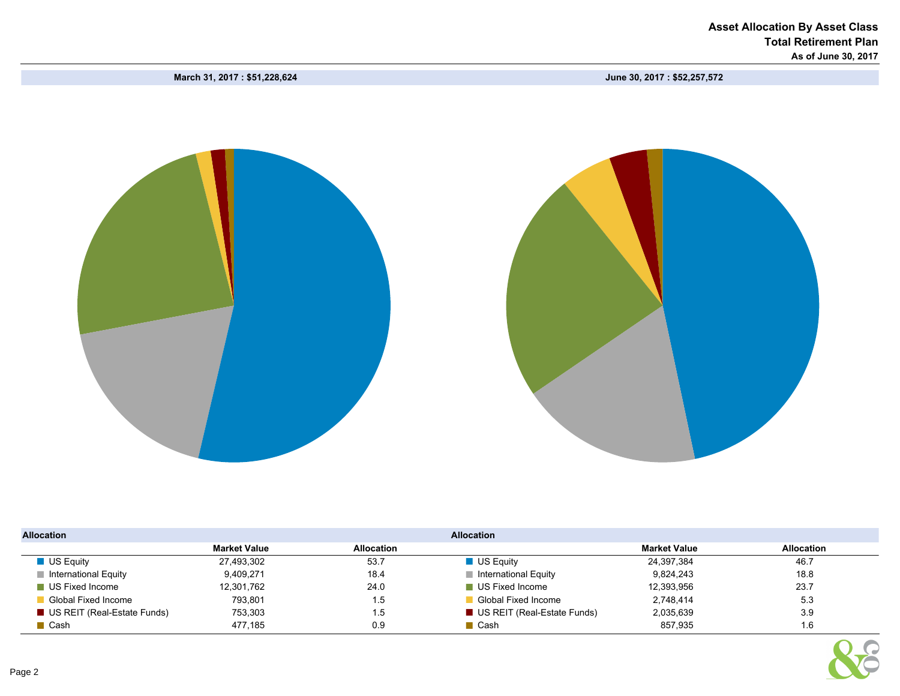# Asset Allocation By Asset Class

## Total Retirement Plan

### As of June 30, 2017

**March 31, 2017 : $51,228,624**

| Allocation | Market Value | Allocation |
|---|---|---|
| US Equity | 27,493,302 | 53.7 |
| International Equity | 9,409,271 | 18.4 |
| US Fixed Income | 12,301,762 | 24.0 |
| Global Fixed Income | 793,801 | 1.5 |
| US REIT (Real-Estate Funds) | 753,303 | 1.5 |
| Cash | 477,185 | 0.9 |

**June 30, 2017 : $52,257,572**

| Allocation | Market Value | Allocation |
|---|---|---|
| US Equity | 24,397,384 | 46.7 |
| International Equity | 9,824,243 | 18.8 |
| US Fixed Income | 12,393,956 | 23.7 |
| Global Fixed Income | 2,748,414 | 5.3 |
| US REIT (Real-Estate Funds) | 2,035,639 | 3.9 |
| Cash | 857,935 | 1.6 |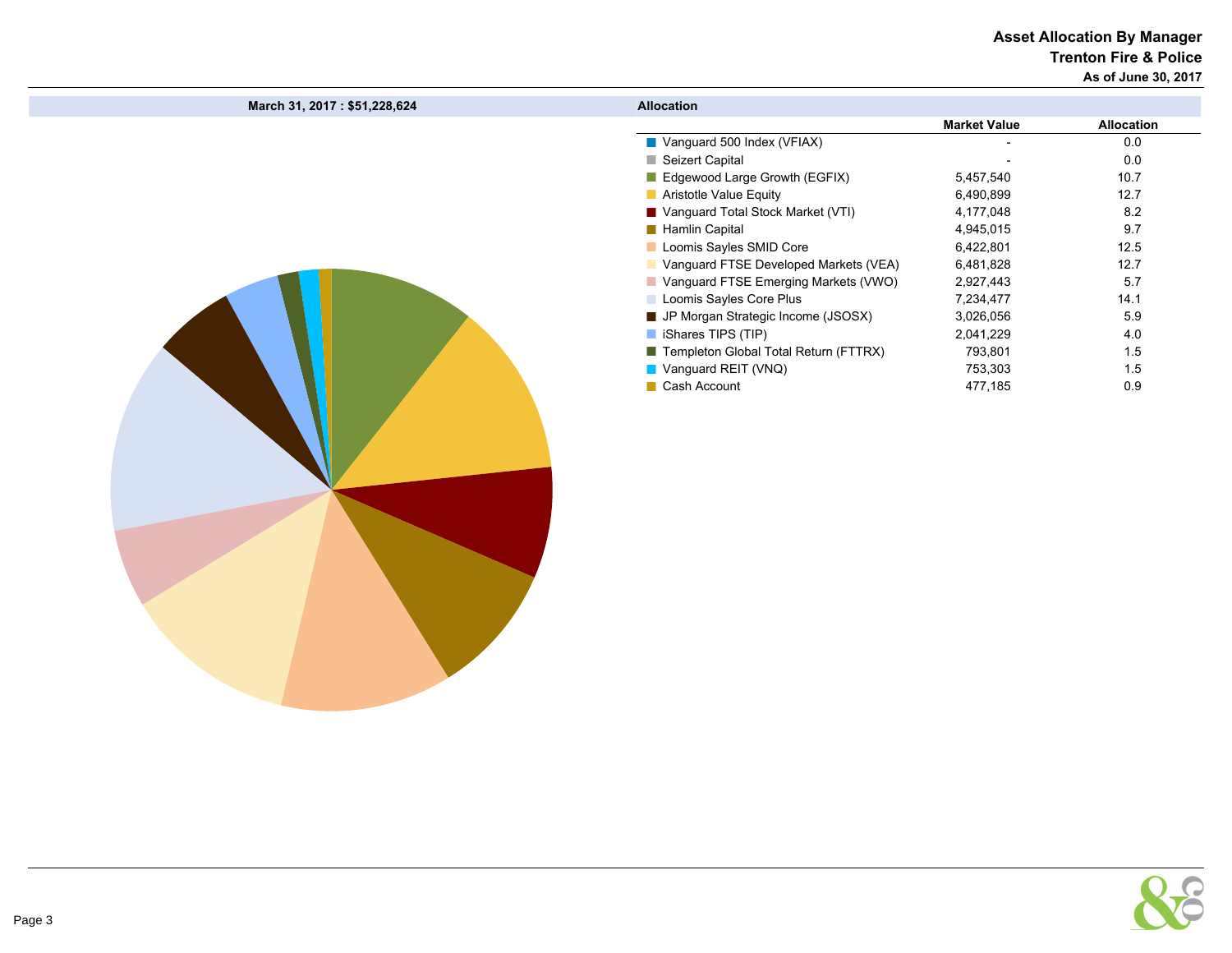# Asset Allocation By Manager

## Trenton Fire & Police

**As of June 30, 2017**

**March 31, 2017 : $51,228,624**

**Allocation**

| | Market Value | Allocation |
|---|---|---|
| Vanguard 500 Index (VFIAX) | - | 0.0 |
| Seizert Capital | - | 0.0 |
| Edgewood Large Growth (EGFIX) | 5,457,540 | 10.7 |
| Aristotle Value Equity | 6,490,899 | 12.7 |
| Vanguard Total Stock Market (VTI) | 4,177,048 | 8.2 |
| Hamlin Capital | 4,945,015 | 9.7 |
| Loomis Sayles SMID Core | 6,422,801 | 12.5 |
| Vanguard FTSE Developed Markets (VEA) | 6,481,828 | 12.7 |
| Vanguard FTSE Emerging Markets (VWO) | 2,927,443 | 5.7 |
| Loomis Sayles Core Plus | 7,234,477 | 14.1 |
| JP Morgan Strategic Income (JSOSX) | 3,026,056 | 5.9 |
| iShares TIPS (TIP) | 2,041,229 | 4.0 |
| Templeton Global Total Return (FTTRX) | 793,801 | 1.5 |
| Vanguard REIT (VNQ) | 753,303 | 1.5 |
| Cash Account | 477,185 | 0.9 |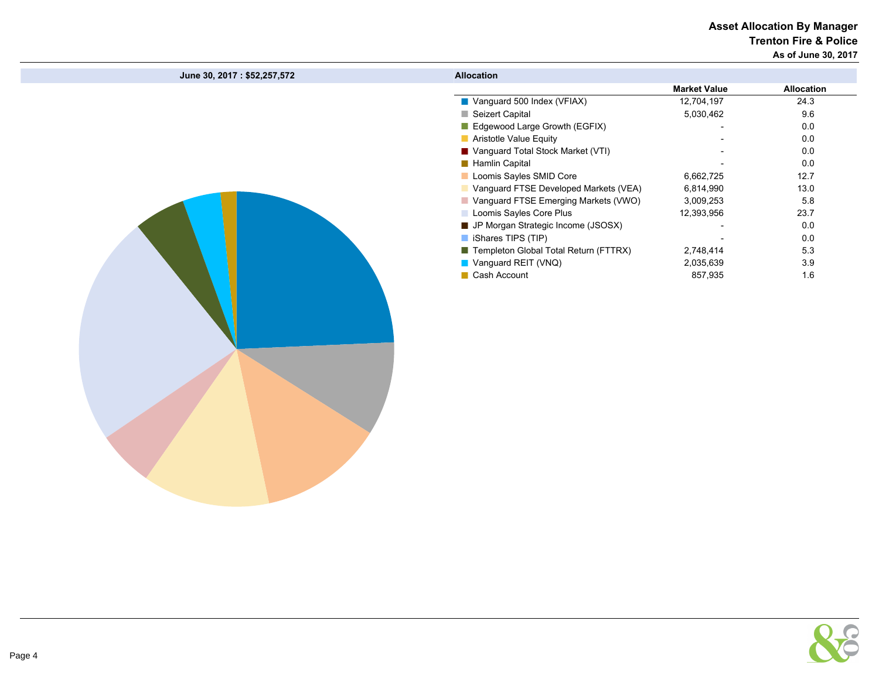# Asset Allocation By Manager

## Trenton Fire & Police

### As of June 30, 2017

**June 30, 2017 : $52,257,572**

**Allocation**

| | Market Value | Allocation |
|---|---|---|
| Vanguard 500 Index (VFIAX) | 12,704,197 | 24.3 |
| Seizert Capital | 5,030,462 | 9.6 |
| Edgewood Large Growth (EGFIX) | - | 0.0 |
| Aristotle Value Equity | - | 0.0 |
| Vanguard Total Stock Market (VTI) | - | 0.0 |
| Hamlin Capital | - | 0.0 |
| Loomis Sayles SMID Core | 6,662,725 | 12.7 |
| Vanguard FTSE Developed Markets (VEA) | 6,814,990 | 13.0 |
| Vanguard FTSE Emerging Markets (VWO) | 3,009,253 | 5.8 |
| Loomis Sayles Core Plus | 12,393,956 | 23.7 |
| JP Morgan Strategic Income (JSOSX) | - | 0.0 |
| iShares TIPS (TIP) | - | 0.0 |
| Templeton Global Total Return (FTTRX) | 2,748,414 | 5.3 |
| Vanguard REIT (VNQ) | 2,035,639 | 3.9 |
| Cash Account | 857,935 | 1.6 |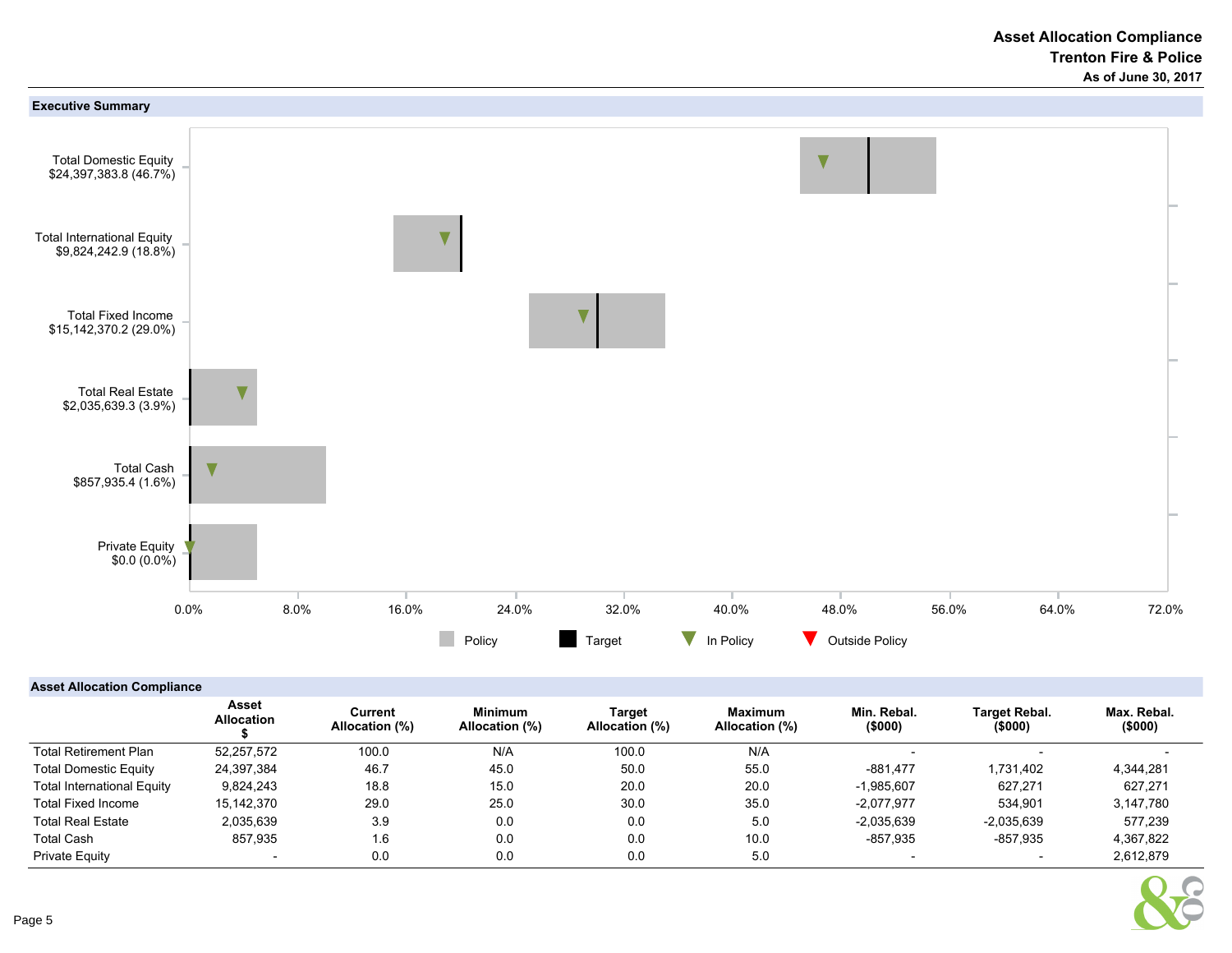# Asset Allocation Compliance
## Trenton Fire & Police
### As of June 30, 2017

**Executive Summary**

Total Domestic Equity
$24,397,383.8 (46.7%)

Total International Equity
$9,824,242.9 (18.8%)

Total Fixed Income
$15,142,370.2 (29.0%)

Total Real Estate
$2,035,639.3 (3.9%)

Total Cash
$857,935.4 (1.6%)

Private Equity
$0.0 (0.0%)

0.0% 8.0% 16.0% 24.0% 32.0% 40.0% 48.0% 56.0% 64.0% 72.0%

Policy | Target | In Policy | Outside Policy

**Asset Allocation Compliance**

| | Asset Allocation $ | Current Allocation (%) | Minimum Allocation (%) | Target Allocation (%) | Maximum Allocation (%) | Min. Rebal. ($000) | Target Rebal. ($000) | Max. Rebal. ($000) |
|---|---|---|---|---|---|---|---|---|
| Total Retirement Plan | 52,257,572 | 100.0 | N/A | 100.0 | N/A | - | - | - |
| Total Domestic Equity | 24,397,384 | 46.7 | 45.0 | 50.0 | 55.0 | -881,477 | 1,731,402 | 4,344,281 |
| Total International Equity | 9,824,243 | 18.8 | 15.0 | 20.0 | 20.0 | -1,985,607 | 627,271 | 627,271 |
| Total Fixed Income | 15,142,370 | 29.0 | 25.0 | 30.0 | 35.0 | -2,077,977 | 534,901 | 3,147,780 |
| Total Real Estate | 2,035,639 | 3.9 | 0.0 | 0.0 | 5.0 | -2,035,639 | -2,035,639 | 577,239 |
| Total Cash | 857,935 | 1.6 | 0.0 | 0.0 | 10.0 | -857,935 | -857,935 | 4,367,822 |
| Private Equity | - | 0.0 | 0.0 | 0.0 | 5.0 | - | - | 2,612,879 |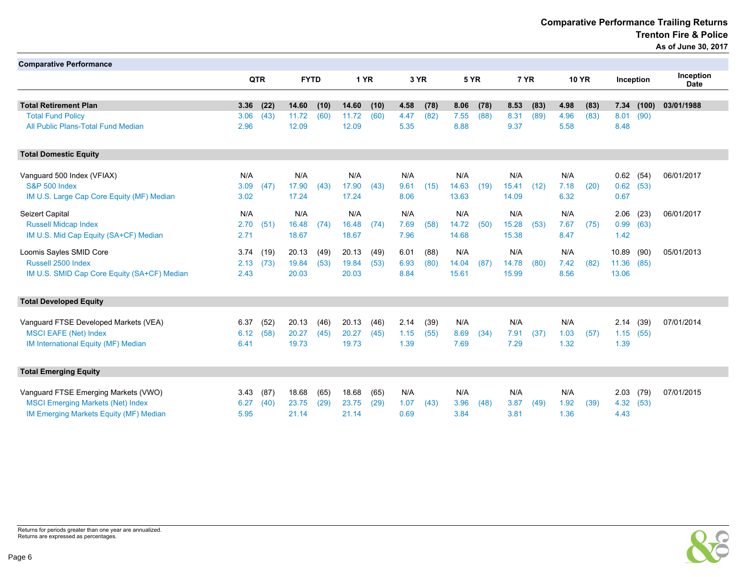# Comparative Performance Trailing Returns
## Trenton Fire & Police
### As of June 30, 2017

**Comparative Performance**

| | QTR | | FYTD | | 1 YR | | 3 YR | | 5 YR | | 7 YR | | 10 YR | | Inception | | Inception Date |
|---|---|---|---|---|---|---|---|---|---|---|---|---|---|---|---|---|---|
| **Total Retirement Plan** | **3.36** | **(22)** | **14.60** | **(10)** | **14.60** | **(10)** | **4.58** | **(78)** | **8.06** | **(78)** | **8.53** | **(83)** | **4.98** | **(83)** | **7.34** | **(100)** | **03/01/1988** |
| Total Fund Policy | 3.06 | (43) | 11.72 | (60) | 11.72 | (60) | 4.47 | (82) | 7.55 | (88) | 8.31 | (89) | 4.96 | (83) | 8.01 | (90) | |
| All Public Plans-Total Fund Median | 2.96 | | 12.09 | | 12.09 | | 5.35 | | 8.88 | | 9.37 | | 5.58 | | 8.48 | | |
| **Total Domestic Equity** | | | | | | | | | | | | | | | | | |
| Vanguard 500 Index (VFIAX) | N/A | | N/A | | N/A | | N/A | | N/A | | N/A | | N/A | | 0.62 | (54) | 06/01/2017 |
| S&P 500 Index | 3.09 | (47) | 17.90 | (43) | 17.90 | (43) | 9.61 | (15) | 14.63 | (19) | 15.41 | (12) | 7.18 | (20) | 0.62 | (53) | |
| IM U.S. Large Cap Core Equity (MF) Median | 3.02 | | 17.24 | | 17.24 | | 8.06 | | 13.63 | | 14.09 | | 6.32 | | 0.67 | | |
| Seizert Capital | N/A | | N/A | | N/A | | N/A | | N/A | | N/A | | N/A | | 2.06 | (23) | 06/01/2017 |
| Russell Midcap Index | 2.70 | (51) | 16.48 | (74) | 16.48 | (74) | 7.69 | (58) | 14.72 | (50) | 15.28 | (53) | 7.67 | (75) | 0.99 | (63) | |
| IM U.S. Mid Cap Equity (SA+CF) Median | 2.71 | | 18.67 | | 18.67 | | 7.96 | | 14.68 | | 15.38 | | 8.47 | | 1.42 | | |
| Loomis Sayles SMID Core | 3.74 | (19) | 20.13 | (49) | 20.13 | (49) | 6.01 | (88) | N/A | | N/A | | N/A | | 10.89 | (90) | 05/01/2013 |
| Russell 2500 Index | 2.13 | (73) | 19.84 | (53) | 19.84 | (53) | 6.93 | (80) | 14.04 | (87) | 14.78 | (80) | 7.42 | (82) | 11.36 | (85) | |
| IM U.S. SMID Cap Core Equity (SA+CF) Median | 2.43 | | 20.03 | | 20.03 | | 8.84 | | 15.61 | | 15.99 | | 8.56 | | 13.06 | | |
| **Total Developed Equity** | | | | | | | | | | | | | | | | | |
| Vanguard FTSE Developed Markets (VEA) | 6.37 | (52) | 20.13 | (46) | 20.13 | (46) | 2.14 | (39) | N/A | | N/A | | N/A | | 2.14 | (39) | 07/01/2014 |
| MSCI EAFE (Net) Index | 6.12 | (58) | 20.27 | (45) | 20.27 | (45) | 1.15 | (55) | 8.69 | (34) | 7.91 | (37) | 1.03 | (57) | 1.15 | (55) | |
| IM International Equity (MF) Median | 6.41 | | 19.73 | | 19.73 | | 1.39 | | 7.69 | | 7.29 | | 1.32 | | 1.39 | | |
| **Total Emerging Equity** | | | | | | | | | | | | | | | | | |
| Vanguard FTSE Emerging Markets (VWO) | 3.43 | (87) | 18.68 | (65) | 18.68 | (65) | N/A | | N/A | | N/A | | N/A | | 2.03 | (79) | 07/01/2015 |
| MSCI Emerging Markets (Net) Index | 6.27 | (40) | 23.75 | (29) | 23.75 | (29) | 1.07 | (43) | 3.96 | (48) | 3.87 | (49) | 1.92 | (39) | 4.32 | (53) | |
| IM Emerging Markets Equity (MF) Median | 5.95 | | 21.14 | | 21.14 | | 0.69 | | 3.84 | | 3.81 | | 1.36 | | 4.43 | | |

Returns for periods greater than one year are annualized.
Returns are expressed as percentages.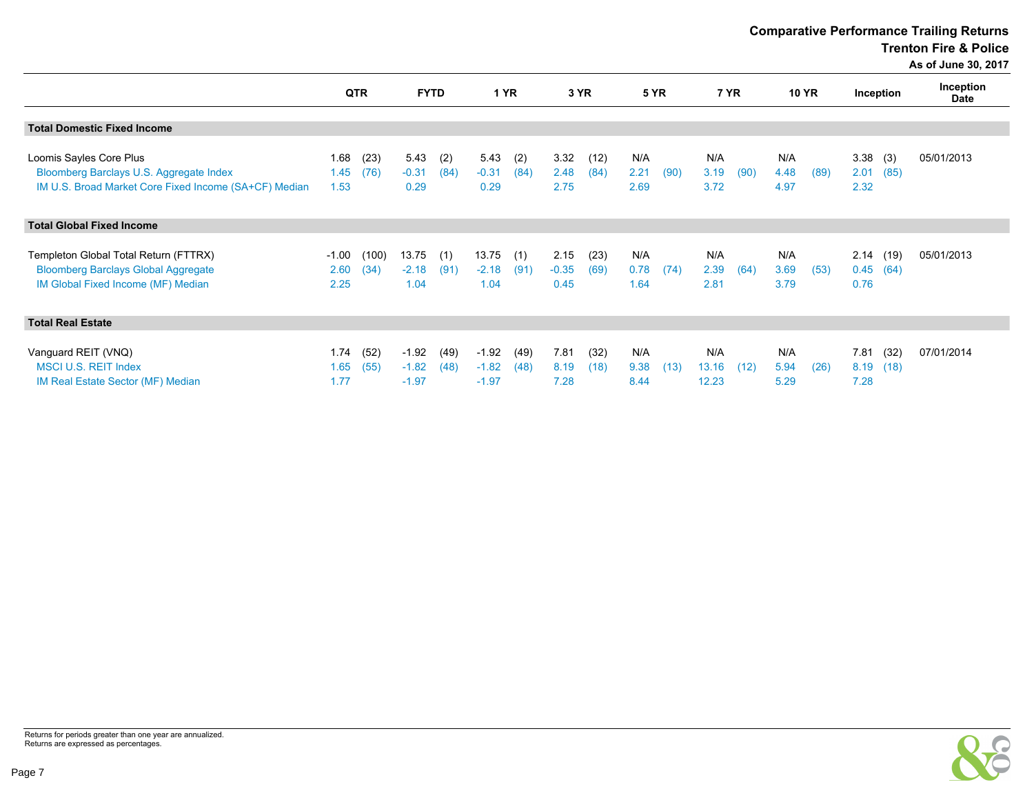# Comparative Performance Trailing Returns

## Trenton Fire & Police

### As of June 30, 2017

| | QTR | | FYTD | | 1 YR | | 3 YR | | 5 YR | | 7 YR | | 10 YR | | Inception | | Inception Date |
|---|---|---|---|---|---|---|---|---|---|---|---|---|---|---|---|---|---|
| **Total Domestic Fixed Income** | | | | | | | | | | | | | | | | | |
| Loomis Sayles Core Plus | 1.68 | (23) | 5.43 | (2) | 5.43 | (2) | 3.32 | (12) | N/A | | N/A | | N/A | | 3.38 | (3) | 05/01/2013 |
| Bloomberg Barclays U.S. Aggregate Index | 1.45 | (76) | -0.31 | (84) | -0.31 | (84) | 2.48 | (84) | 2.21 | (90) | 3.19 | (90) | 4.48 | (89) | 2.01 | (85) | |
| IM U.S. Broad Market Core Fixed Income (SA+CF) Median | 1.53 | | 0.29 | | 0.29 | | 2.75 | | 2.69 | | 3.72 | | 4.97 | | 2.32 | | |
| **Total Global Fixed Income** | | | | | | | | | | | | | | | | | |
| Templeton Global Total Return (FTTRX) | -1.00 | (100) | 13.75 | (1) | 13.75 | (1) | 2.15 | (23) | N/A | | N/A | | N/A | | 2.14 | (19) | 05/01/2013 |
| Bloomberg Barclays Global Aggregate | 2.60 | (34) | -2.18 | (91) | -2.18 | (91) | -0.35 | (69) | 0.78 | (74) | 2.39 | (64) | 3.69 | (53) | 0.45 | (64) | |
| IM Global Fixed Income (MF) Median | 2.25 | | 1.04 | | 1.04 | | 0.45 | | 1.64 | | 2.81 | | 3.79 | | 0.76 | | |
| **Total Real Estate** | | | | | | | | | | | | | | | | | |
| Vanguard REIT (VNQ) | 1.74 | (52) | -1.92 | (49) | -1.92 | (49) | 7.81 | (32) | N/A | | N/A | | N/A | | 7.81 | (32) | 07/01/2014 |
| MSCI U.S. REIT Index | 1.65 | (55) | -1.82 | (48) | -1.82 | (48) | 8.19 | (18) | 9.38 | (13) | 13.16 | (12) | 5.94 | (26) | 8.19 | (18) | |
| IM Real Estate Sector (MF) Median | 1.77 | | -1.97 | | -1.97 | | 7.28 | | 8.44 | | 12.23 | | 5.29 | | 7.28 | | |

Returns for periods greater than one year are annualized.
Returns are expressed as percentages.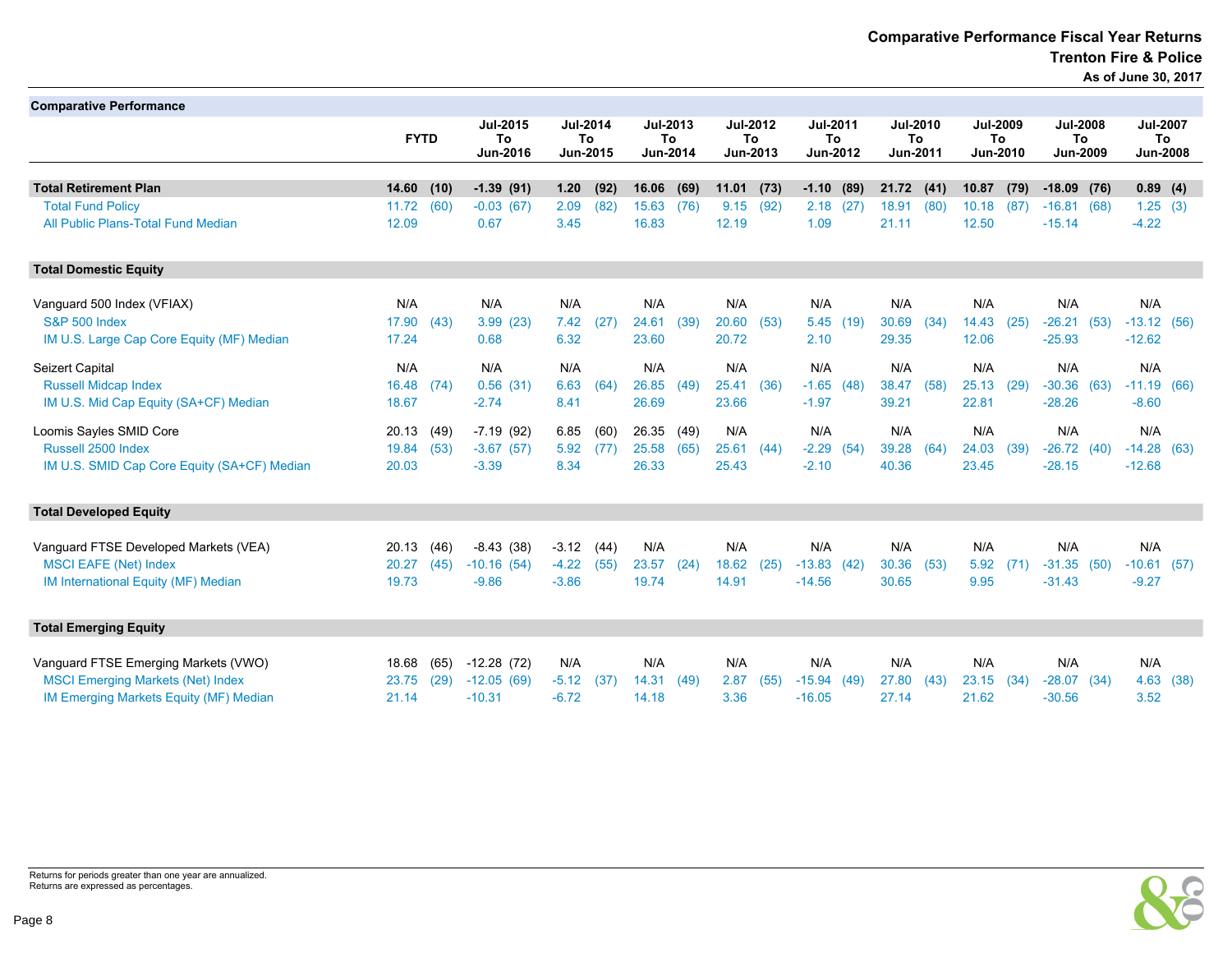# Comparative Performance Fiscal Year Returns
## Trenton Fire & Police
### As of June 30, 2017

**Comparative Performance**

| | FYTD | | Jul-2015 To Jun-2016 | | Jul-2014 To Jun-2015 | | Jul-2013 To Jun-2014 | | Jul-2012 To Jun-2013 | | Jul-2011 To Jun-2012 | | Jul-2010 To Jun-2011 | | Jul-2009 To Jun-2010 | | Jul-2008 To Jun-2009 | | Jul-2007 To Jun-2008 | |
|---|---|---|---|---|---|---|---|---|---|---|---|---|---|---|---|---|---|---|---|---|
| **Total Retirement Plan** | **14.60** | **(10)** | **-1.39** | **(91)** | **1.20** | **(92)** | **16.06** | **(69)** | **11.01** | **(73)** | **-1.10** | **(89)** | **21.72** | **(41)** | **10.87** | **(79)** | **-18.09** | **(76)** | **0.89** | **(4)** |
| Total Fund Policy | 11.72 | (60) | -0.03 | (67) | 2.09 | (82) | 15.63 | (76) | 9.15 | (92) | 2.18 | (27) | 18.91 | (80) | 10.18 | (87) | -16.81 | (68) | 1.25 | (3) |
| All Public Plans-Total Fund Median | 12.09 | | 0.67 | | 3.45 | | 16.83 | | 12.19 | | 1.09 | | 21.11 | | 12.50 | | -15.14 | | -4.22 | |
| **Total Domestic Equity** | | | | | | | | | | | | | | | | | | | | |
| Vanguard 500 Index (VFIAX) | N/A | | N/A | | N/A | | N/A | | N/A | | N/A | | N/A | | N/A | | N/A | | N/A | |
| S&P 500 Index | 17.90 | (43) | 3.99 | (23) | 7.42 | (27) | 24.61 | (39) | 20.60 | (53) | 5.45 | (19) | 30.69 | (34) | 14.43 | (25) | -26.21 | (53) | -13.12 | (56) |
| IM U.S. Large Cap Core Equity (MF) Median | 17.24 | | 0.68 | | 6.32 | | 23.60 | | 20.72 | | 2.10 | | 29.35 | | 12.06 | | -25.93 | | -12.62 | |
| Seizert Capital | N/A | | N/A | | N/A | | N/A | | N/A | | N/A | | N/A | | N/A | | N/A | | N/A | |
| Russell Midcap Index | 16.48 | (74) | 0.56 | (31) | 6.63 | (64) | 26.85 | (49) | 25.41 | (36) | -1.65 | (48) | 38.47 | (58) | 25.13 | (29) | -30.36 | (63) | -11.19 | (66) |
| IM U.S. Mid Cap Equity (SA+CF) Median | 18.67 | | -2.74 | | 8.41 | | 26.69 | | 23.66 | | -1.97 | | 39.21 | | 22.81 | | -28.26 | | -8.60 | |
| Loomis Sayles SMID Core | 20.13 | (49) | -7.19 | (92) | 6.85 | (60) | 26.35 | (49) | N/A | | N/A | | N/A | | N/A | | N/A | | N/A | |
| Russell 2500 Index | 19.84 | (53) | -3.67 | (57) | 5.92 | (77) | 25.58 | (65) | 25.61 | (44) | -2.29 | (54) | 39.28 | (64) | 24.03 | (39) | -26.72 | (40) | -14.28 | (63) |
| IM U.S. SMID Cap Core Equity (SA+CF) Median | 20.03 | | -3.39 | | 8.34 | | 26.33 | | 25.43 | | -2.10 | | 40.36 | | 23.45 | | -28.15 | | -12.68 | |
| **Total Developed Equity** | | | | | | | | | | | | | | | | | | | | |
| Vanguard FTSE Developed Markets (VEA) | 20.13 | (46) | -8.43 | (38) | -3.12 | (44) | N/A | | N/A | | N/A | | N/A | | N/A | | N/A | | N/A | |
| MSCI EAFE (Net) Index | 20.27 | (45) | -10.16 | (54) | -4.22 | (55) | 23.57 | (24) | 18.62 | (25) | -13.83 | (42) | 30.36 | (53) | 5.92 | (71) | -31.35 | (50) | -10.61 | (57) |
| IM International Equity (MF) Median | 19.73 | | -9.86 | | -3.86 | | 19.74 | | 14.91 | | -14.56 | | 30.65 | | 9.95 | | -31.43 | | -9.27 | |
| **Total Emerging Equity** | | | | | | | | | | | | | | | | | | | | |
| Vanguard FTSE Emerging Markets (VWO) | 18.68 | (65) | -12.28 | (72) | N/A | | N/A | | N/A | | N/A | | N/A | | N/A | | N/A | | N/A | |
| MSCI Emerging Markets (Net) Index | 23.75 | (29) | -12.05 | (69) | -5.12 | (37) | 14.31 | (49) | 2.87 | (55) | -15.94 | (49) | 27.80 | (43) | 23.15 | (34) | -28.07 | (34) | 4.63 | (38) |
| IM Emerging Markets Equity (MF) Median | 21.14 | | -10.31 | | -6.72 | | 14.18 | | 3.36 | | -16.05 | | 27.14 | | 21.62 | | -30.56 | | 3.52 | |

Returns for periods greater than one year are annualized.
Returns are expressed as percentages.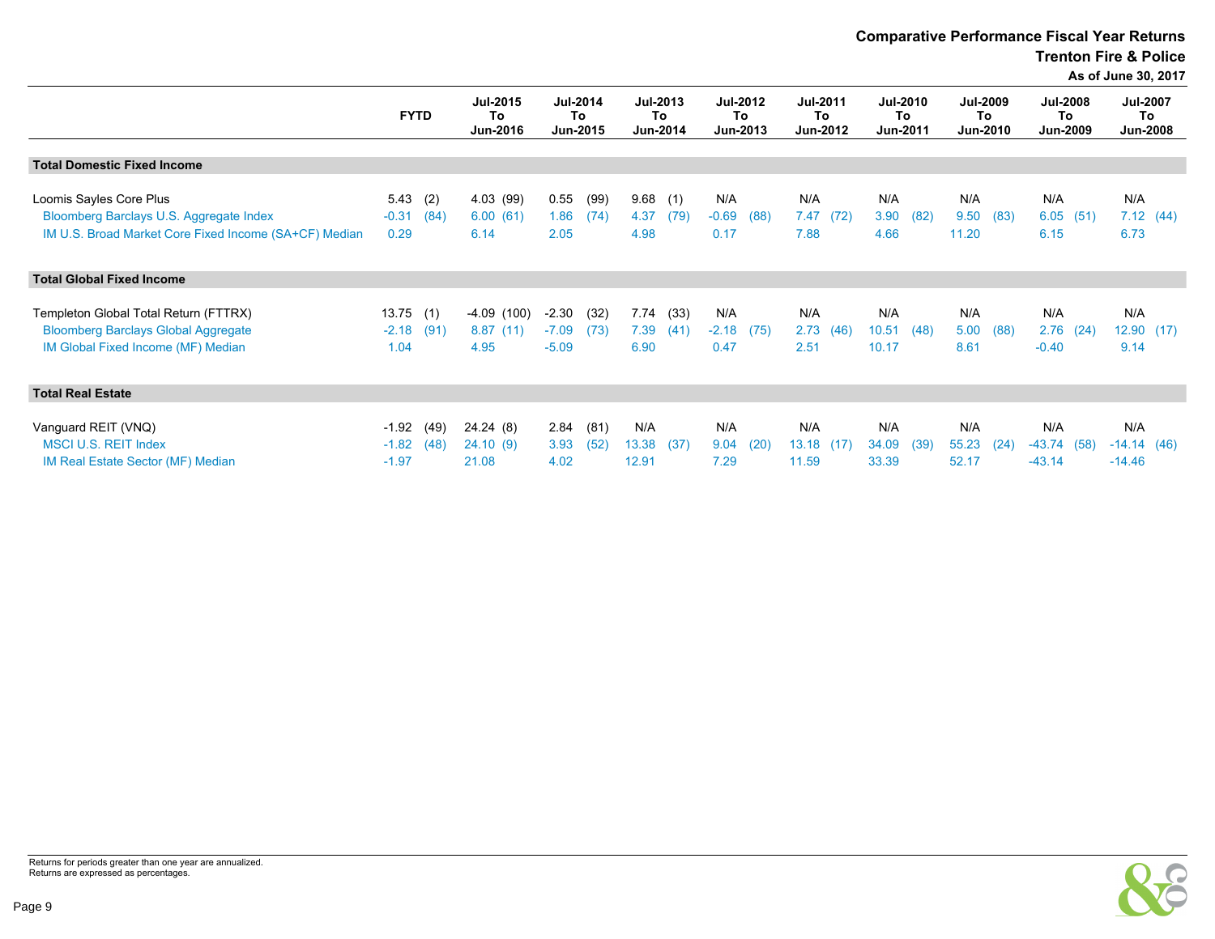## Comparative Performance Fiscal Year Returns
### Trenton Fire & Police
### As of June 30, 2017

| | FYTD | | Jul-2015 To Jun-2016 | | Jul-2014 To Jun-2015 | | Jul-2013 To Jun-2014 | | Jul-2012 To Jun-2013 | | Jul-2011 To Jun-2012 | | Jul-2010 To Jun-2011 | | Jul-2009 To Jun-2010 | | Jul-2008 To Jun-2009 | | Jul-2007 To Jun-2008 | |
|---|---|---|---|---|---|---|---|---|---|---|---|---|---|---|---|---|---|---|---|---|
| **Total Domestic Fixed Income** | | | | | | | | | | | | | | | | | | | | |
| Loomis Sayles Core Plus | 5.43 | (2) | 4.03 | (99) | 0.55 | (99) | 9.68 | (1) | N/A | | N/A | | N/A | | N/A | | N/A | | N/A | |
| Bloomberg Barclays U.S. Aggregate Index | -0.31 | (84) | 6.00 | (61) | 1.86 | (74) | 4.37 | (79) | -0.69 | (88) | 7.47 | (72) | 3.90 | (82) | 9.50 | (83) | 6.05 | (51) | 7.12 | (44) |
| IM U.S. Broad Market Core Fixed Income (SA+CF) Median | 0.29 | | 6.14 | | 2.05 | | 4.98 | | 0.17 | | 7.88 | | 4.66 | | 11.20 | | 6.15 | | 6.73 | |
| **Total Global Fixed Income** | | | | | | | | | | | | | | | | | | | | |
| Templeton Global Total Return (FTTRX) | 13.75 | (1) | -4.09 | (100) | -2.30 | (32) | 7.74 | (33) | N/A | | N/A | | N/A | | N/A | | N/A | | N/A | |
| Bloomberg Barclays Global Aggregate | -2.18 | (91) | 8.87 | (11) | -7.09 | (73) | 7.39 | (41) | -2.18 | (75) | 2.73 | (46) | 10.51 | (48) | 5.00 | (88) | 2.76 | (24) | 12.90 | (17) |
| IM Global Fixed Income (MF) Median | 1.04 | | 4.95 | | -5.09 | | 6.90 | | 0.47 | | 2.51 | | 10.17 | | 8.61 | | -0.40 | | 9.14 | |
| **Total Real Estate** | | | | | | | | | | | | | | | | | | | | |
| Vanguard REIT (VNQ) | -1.92 | (49) | 24.24 | (8) | 2.84 | (81) | N/A | | N/A | | N/A | | N/A | | N/A | | N/A | | N/A | |
| MSCI U.S. REIT Index | -1.82 | (48) | 24.10 | (9) | 3.93 | (52) | 13.38 | (37) | 9.04 | (20) | 13.18 | (17) | 34.09 | (39) | 55.23 | (24) | -43.74 | (58) | -14.14 | (46) |
| IM Real Estate Sector (MF) Median | -1.97 | | 21.08 | | 4.02 | | 12.91 | | 7.29 | | 11.59 | | 33.39 | | 52.17 | | -43.14 | | -14.46 | |

Returns for periods greater than one year are annualized.
Returns are expressed as percentages.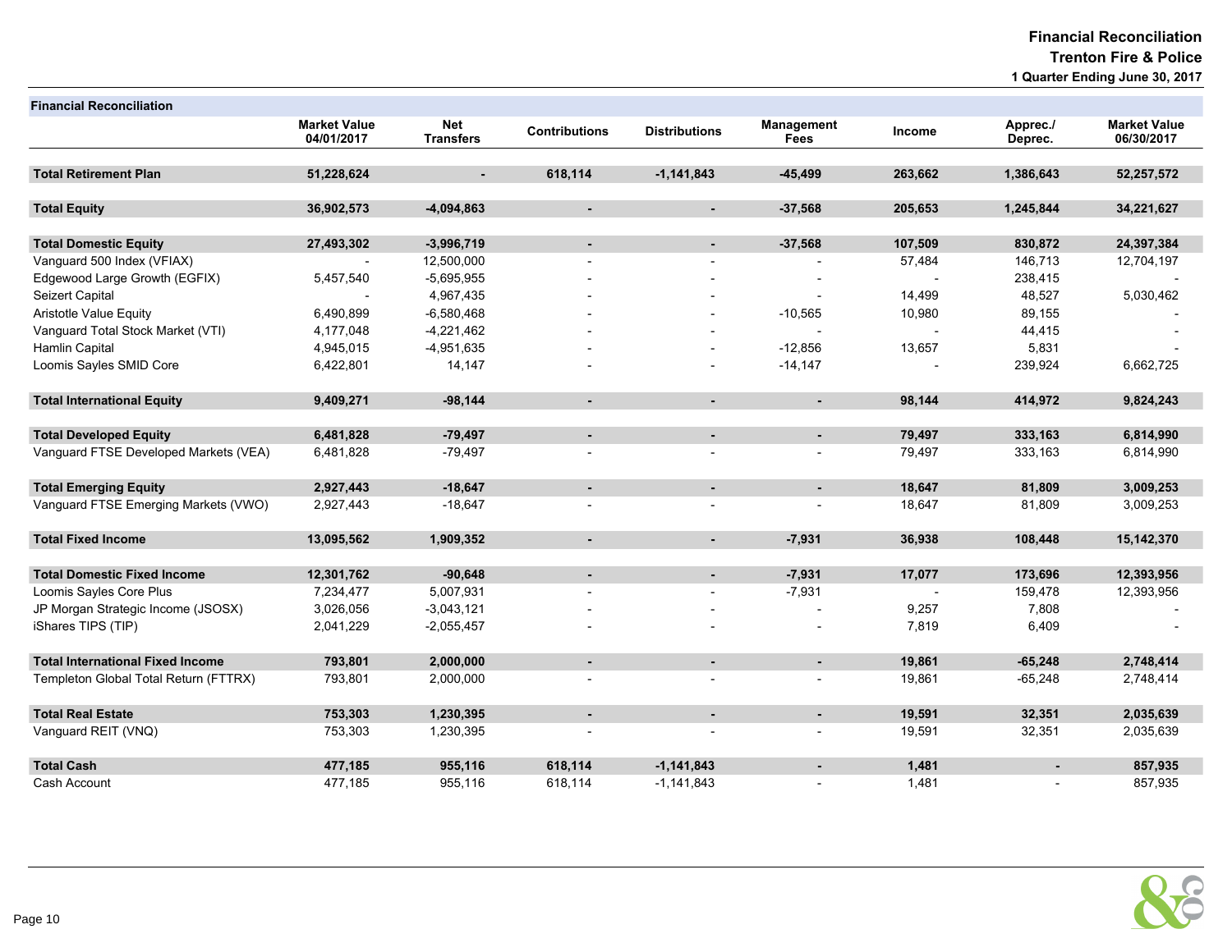# Financial Reconciliation

## Trenton Fire & Police

### 1 Quarter Ending June 30, 2017

| Financial Reconciliation | Market Value 04/01/2017 | Net Transfers | Contributions | Distributions | Management Fees | Income | Apprec./ Deprec. | Market Value 06/30/2017 |
|---|---|---|---|---|---|---|---|---|
| **Total Retirement Plan** | **51,228,624** | **-** | **618,114** | **-1,141,843** | **-45,499** | **263,662** | **1,386,643** | **52,257,572** |
| **Total Equity** | **36,902,573** | **-4,094,863** | **-** | **-** | **-37,568** | **205,653** | **1,245,844** | **34,221,627** |
| **Total Domestic Equity** | **27,493,302** | **-3,996,719** | **-** | **-** | **-37,568** | **107,509** | **830,872** | **24,397,384** |
| Vanguard 500 Index (VFIAX) | - | 12,500,000 | - | - | - | 57,484 | 146,713 | 12,704,197 |
| Edgewood Large Growth (EGFIX) | 5,457,540 | -5,695,955 | - | - | - | - | 238,415 | - |
| Seizert Capital | - | 4,967,435 | - | - | - | 14,499 | 48,527 | 5,030,462 |
| Aristotle Value Equity | 6,490,899 | -6,580,468 | - | - | -10,565 | 10,980 | 89,155 | - |
| Vanguard Total Stock Market (VTI) | 4,177,048 | -4,221,462 | - | - | - | - | 44,415 | - |
| Hamlin Capital | 4,945,015 | -4,951,635 | - | - | -12,856 | 13,657 | 5,831 | - |
| Loomis Sayles SMID Core | 6,422,801 | 14,147 | - | - | -14,147 | - | 239,924 | 6,662,725 |
| **Total International Equity** | **9,409,271** | **-98,144** | **-** | **-** | **-** | **98,144** | **414,972** | **9,824,243** |
| **Total Developed Equity** | **6,481,828** | **-79,497** | **-** | **-** | **-** | **79,497** | **333,163** | **6,814,990** |
| Vanguard FTSE Developed Markets (VEA) | 6,481,828 | -79,497 | - | - | - | 79,497 | 333,163 | 6,814,990 |
| **Total Emerging Equity** | **2,927,443** | **-18,647** | **-** | **-** | **-** | **18,647** | **81,809** | **3,009,253** |
| Vanguard FTSE Emerging Markets (VWO) | 2,927,443 | -18,647 | - | - | - | 18,647 | 81,809 | 3,009,253 |
| **Total Fixed Income** | **13,095,562** | **1,909,352** | **-** | **-** | **-7,931** | **36,938** | **108,448** | **15,142,370** |
| **Total Domestic Fixed Income** | **12,301,762** | **-90,648** | **-** | **-** | **-7,931** | **17,077** | **173,696** | **12,393,956** |
| Loomis Sayles Core Plus | 7,234,477 | 5,007,931 | - | - | -7,931 | - | 159,478 | 12,393,956 |
| JP Morgan Strategic Income (JSOSX) | 3,026,056 | -3,043,121 | - | - | - | 9,257 | 7,808 | - |
| iShares TIPS (TIP) | 2,041,229 | -2,055,457 | - | - | - | 7,819 | 6,409 | - |
| **Total International Fixed Income** | **793,801** | **2,000,000** | **-** | **-** | **-** | **19,861** | **-65,248** | **2,748,414** |
| Templeton Global Total Return (FTTRX) | 793,801 | 2,000,000 | - | - | - | 19,861 | -65,248 | 2,748,414 |
| **Total Real Estate** | **753,303** | **1,230,395** | **-** | **-** | **-** | **19,591** | **32,351** | **2,035,639** |
| Vanguard REIT (VNQ) | 753,303 | 1,230,395 | - | - | - | 19,591 | 32,351 | 2,035,639 |
| **Total Cash** | **477,185** | **955,116** | **618,114** | **-1,141,843** | **-** | **1,481** | **-** | **857,935** |
| Cash Account | 477,185 | 955,116 | 618,114 | -1,141,843 | - | 1,481 | - | 857,935 |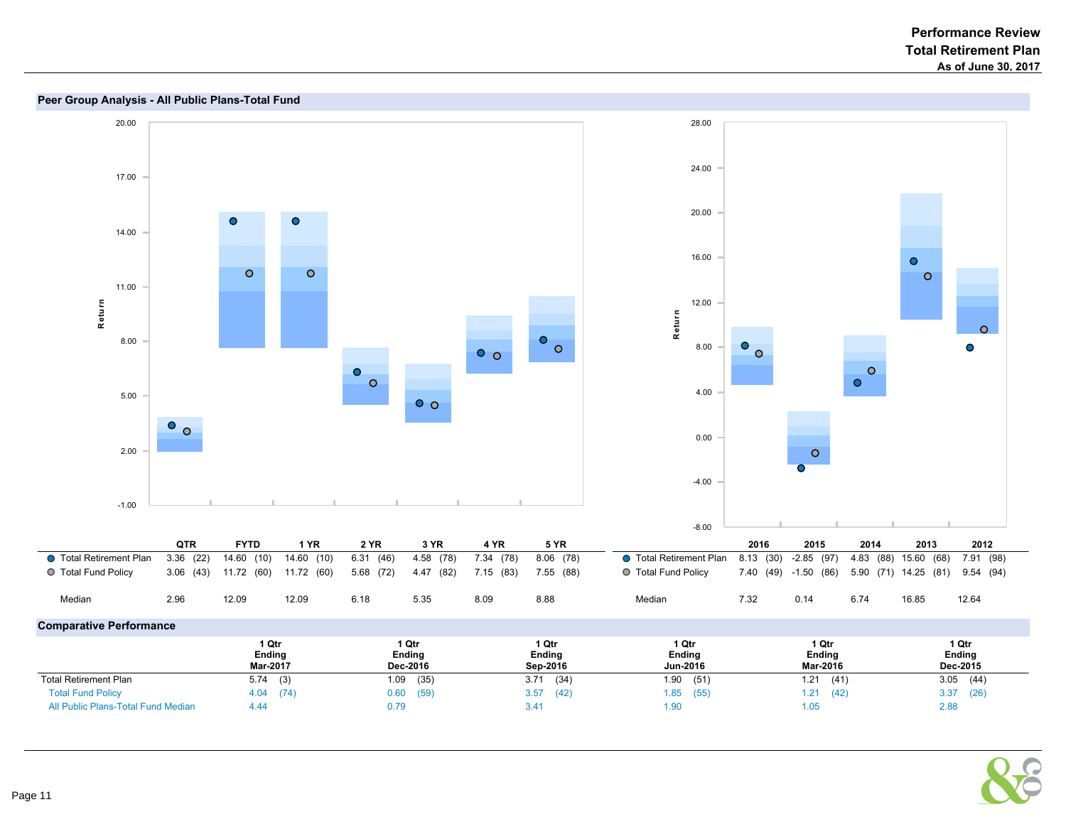# Performance Review
## Total Retirement Plan
### As of June 30, 2017

## Peer Group Analysis - All Public Plans-Total Fund

| | QTR | FYTD | 1 YR | 2 YR | 3 YR | 4 YR | 5 YR |
|---|---|---|---|---|---|---|---|
| Total Retirement Plan | 3.36 (22) | 14.60 (10) | 14.60 (10) | 6.31 (46) | 4.58 (78) | 7.34 (78) | 8.06 (78) |
| Total Fund Policy | 3.06 (43) | 11.72 (60) | 11.72 (60) | 5.68 (72) | 4.47 (82) | 7.15 (83) | 7.55 (88) |
| Median | 2.96 | 12.09 | 12.09 | 6.18 | 5.35 | 8.09 | 8.88 |

| | 2016 | 2015 | 2014 | 2013 | 2012 |
|---|---|---|---|---|---|
| Total Retirement Plan | 8.13 (30) | -2.85 (97) | 4.83 (88) | 15.60 (68) | 7.91 (98) |
| Total Fund Policy | 7.40 (49) | -1.50 (86) | 5.90 (71) | 14.25 (81) | 9.54 (94) |
| Median | 7.32 | 0.14 | 6.74 | 16.85 | 12.64 |

## Comparative Performance

| | 1 Qtr Ending Mar-2017 | 1 Qtr Ending Dec-2016 | 1 Qtr Ending Sep-2016 | 1 Qtr Ending Jun-2016 | 1 Qtr Ending Mar-2016 | 1 Qtr Ending Dec-2015 |
|---|---|---|---|---|---|---|
| Total Retirement Plan | 5.74 (3) | 1.09 (35) | 3.71 (34) | 1.90 (51) | 1.21 (41) | 3.05 (44) |
| Total Fund Policy | 4.04 (74) | 0.60 (59) | 3.57 (42) | 1.85 (55) | 1.21 (42) | 3.37 (26) |
| All Public Plans-Total Fund Median | 4.44 | 0.79 | 3.41 | 1.90 | 1.05 | 2.88 |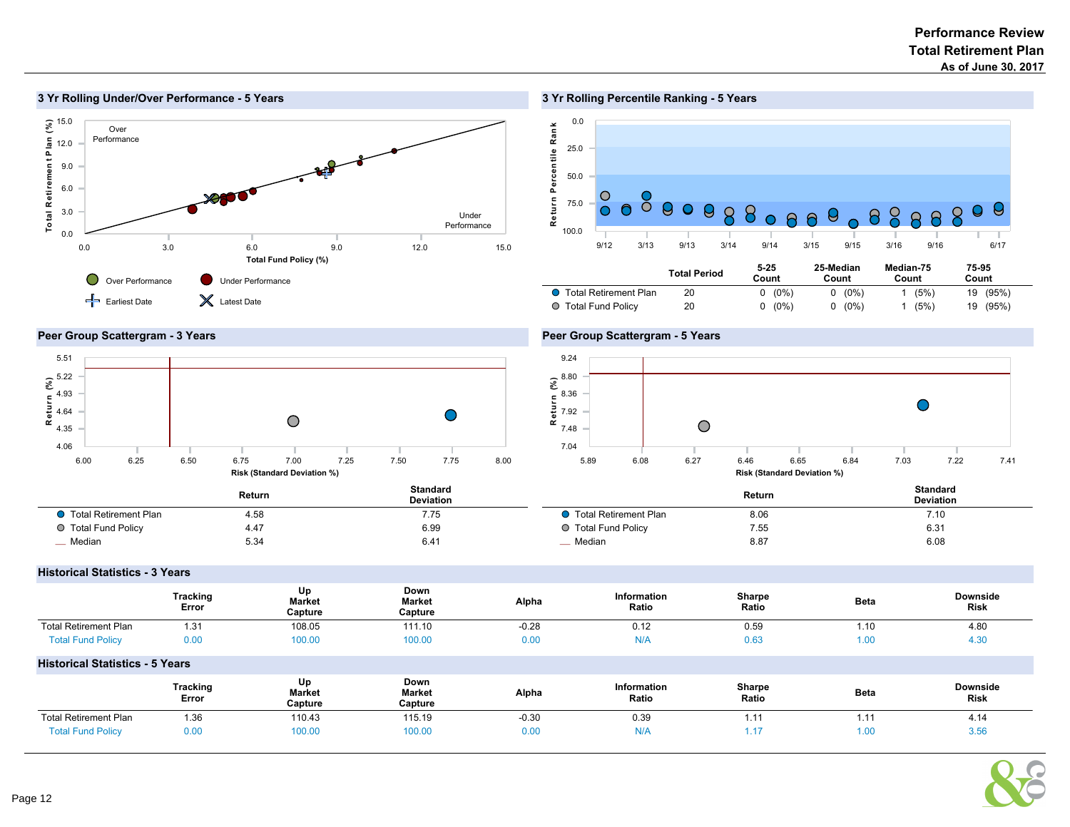# Performance Review
## Total Retirement Plan
### As of June 30, 2017

## 3 Yr Rolling Under/Over Performance - 5 Years

Over Performance

Under Performance

Total Retirement Plan (%)

Total Fund Policy (%)

- Over Performance
- Under Performance
- Earliest Date
- Latest Date

## 3 Yr Rolling Percentile Ranking - 5 Years

Return Percentile Rank

| | Total Period | 5-25 Count | 25-Median Count | Median-75 Count | 75-95 Count |
|---|---|---|---|---|---|
| Total Retirement Plan | 20 | 0 (0%) | 0 (0%) | 1 (5%) | 19 (95%) |
| Total Fund Policy | 20 | 0 (0%) | 0 (0%) | 1 (5%) | 19 (95%) |

## Peer Group Scattergram - 3 Years

Return (%)

Risk (Standard Deviation %)

| | Return | Standard Deviation |
|---|---|---|
| Total Retirement Plan | 4.58 | 7.75 |
| Total Fund Policy | 4.47 | 6.99 |
| Median | 5.34 | 6.41 |

## Peer Group Scattergram - 5 Years

Return (%)

Risk (Standard Deviation %)

| | Return | Standard Deviation |
|---|---|---|
| Total Retirement Plan | 8.06 | 7.10 |
| Total Fund Policy | 7.55 | 6.31 |
| Median | 8.87 | 6.08 |

## Historical Statistics - 3 Years

| | Tracking Error | Up Market Capture | Down Market Capture | Alpha | Information Ratio | Sharpe Ratio | Beta | Downside Risk |
|---|---|---|---|---|---|---|---|---|
| Total Retirement Plan | 1.31 | 108.05 | 111.10 | -0.28 | 0.12 | 0.59 | 1.10 | 4.80 |
| Total Fund Policy | 0.00 | 100.00 | 100.00 | 0.00 | N/A | 0.63 | 1.00 | 4.30 |

## Historical Statistics - 5 Years

| | Tracking Error | Up Market Capture | Down Market Capture | Alpha | Information Ratio | Sharpe Ratio | Beta | Downside Risk |
|---|---|---|---|---|---|---|---|---|
| Total Retirement Plan | 1.36 | 110.43 | 115.19 | -0.30 | 0.39 | 1.11 | 1.11 | 4.14 |
| Total Fund Policy | 0.00 | 100.00 | 100.00 | 0.00 | N/A | 1.17 | 1.00 | 3.56 |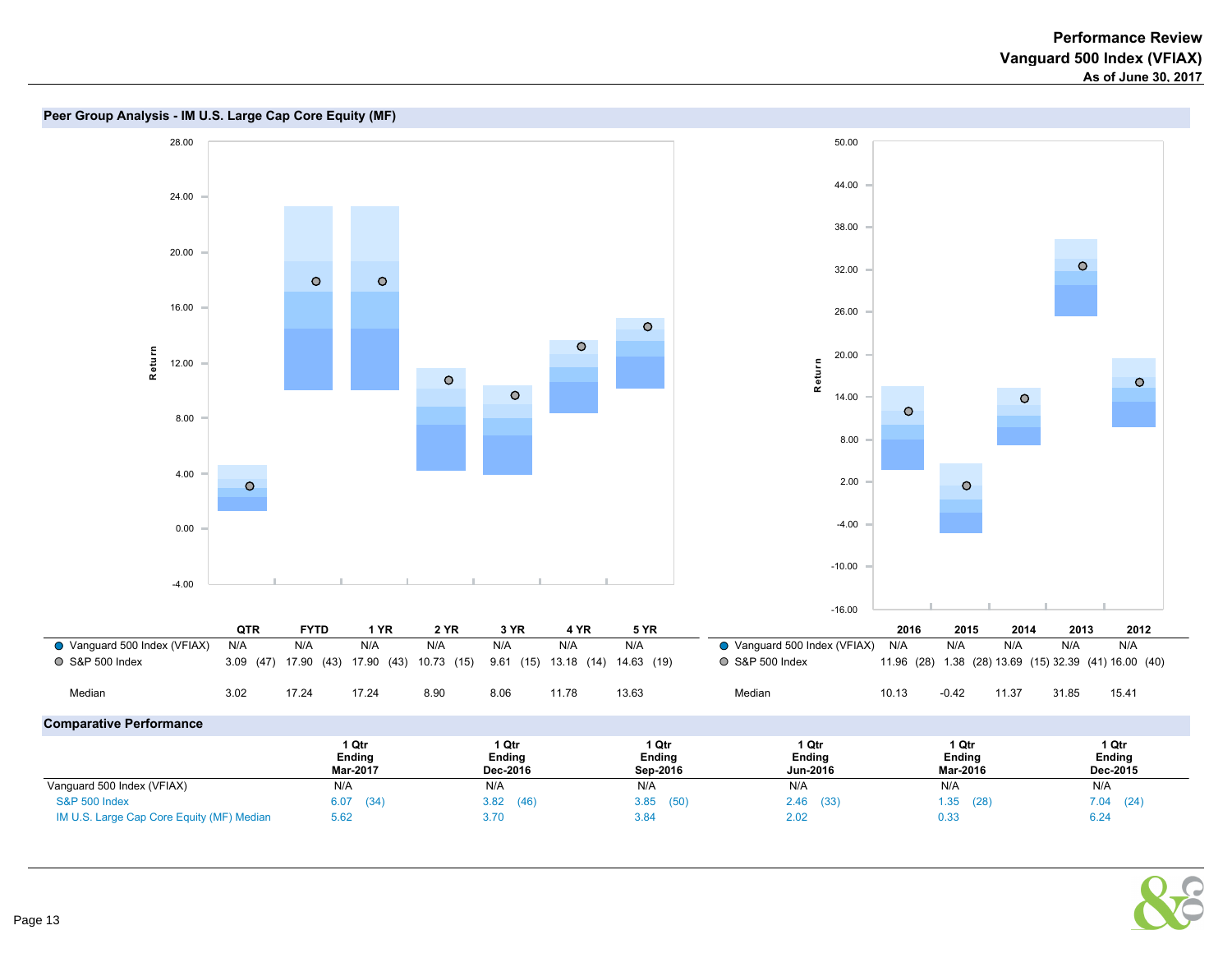# Performance Review
## Vanguard 500 Index (VFIAX)
### As of June 30, 2017

## Peer Group Analysis - IM U.S. Large Cap Core Equity (MF)

| | QTR | FYTD | 1 YR | 2 YR | 3 YR | 4 YR | 5 YR |
|---|---|---|---|---|---|---|---|
| Vanguard 500 Index (VFIAX) | N/A | N/A | N/A | N/A | N/A | N/A | N/A |
| S&P 500 Index | 3.09 (47) | 17.90 (43) | 17.90 (43) | 10.73 (15) | 9.61 (15) | 13.18 (14) | 14.63 (19) |
| Median | 3.02 | 17.24 | 17.24 | 8.90 | 8.06 | 11.78 | 13.63 |

| | 2016 | 2015 | 2014 | 2013 | 2012 |
|---|---|---|---|---|---|
| Vanguard 500 Index (VFIAX) | N/A | N/A | N/A | N/A | N/A |
| S&P 500 Index | 11.96 (28) | 1.38 (28) | 13.69 (15) | 32.39 (41) | 16.00 (40) |
| Median | 10.13 | -0.42 | 11.37 | 31.85 | 15.41 |

## Comparative Performance

| | 1 Qtr Ending Mar-2017 | 1 Qtr Ending Dec-2016 | 1 Qtr Ending Sep-2016 | 1 Qtr Ending Jun-2016 | 1 Qtr Ending Mar-2016 | 1 Qtr Ending Dec-2015 |
|---|---|---|---|---|---|---|
| Vanguard 500 Index (VFIAX) | N/A | N/A | N/A | N/A | N/A | N/A |
| S&P 500 Index | 6.07 (34) | 3.82 (46) | 3.85 (50) | 2.46 (33) | 1.35 (28) | 7.04 (24) |
| IM U.S. Large Cap Core Equity (MF) Median | 5.62 | 3.70 | 3.84 | 2.02 | 0.33 | 6.24 |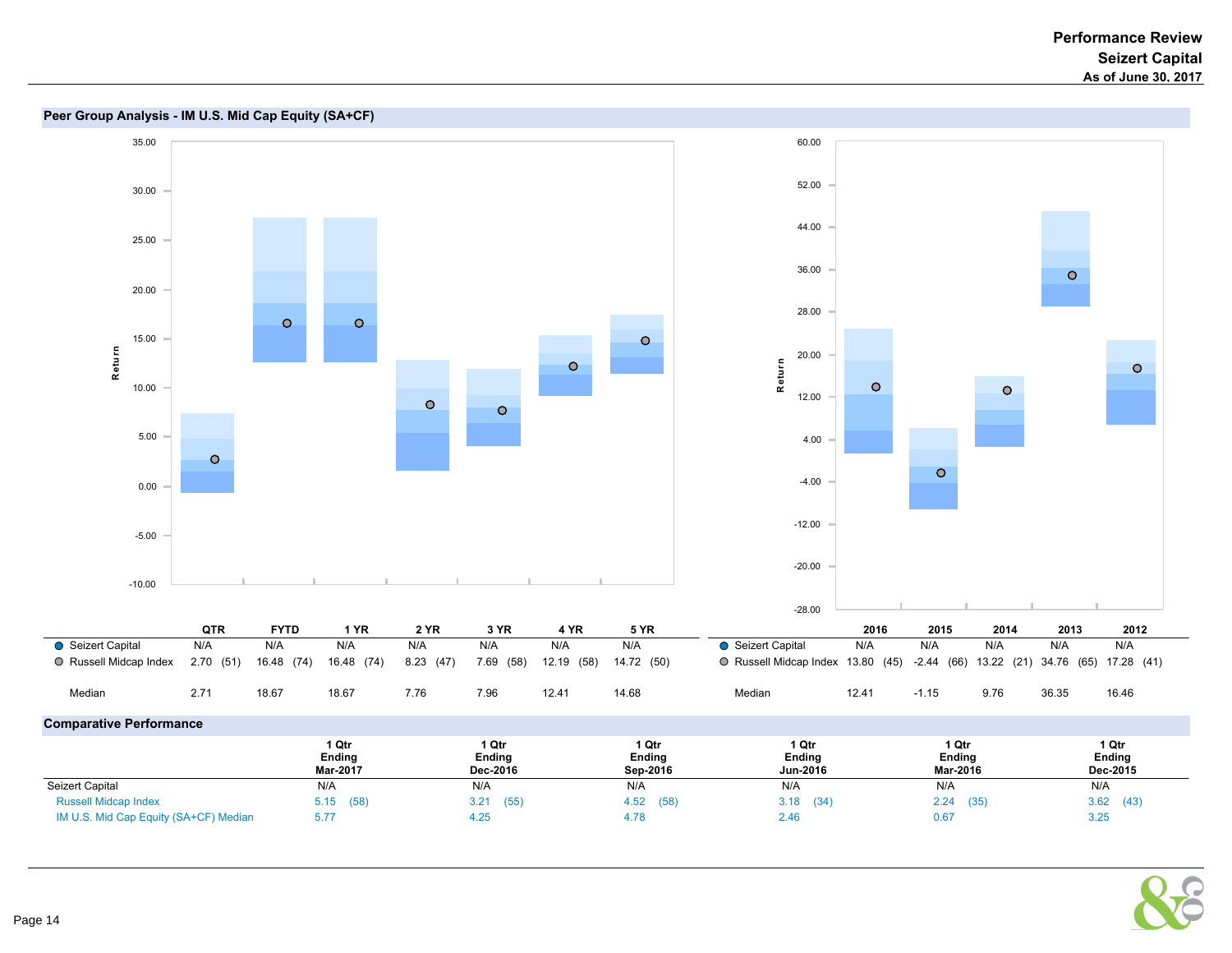# Performance Review
## Seizert Capital
### As of June 30, 2017

## Peer Group Analysis - IM U.S. Mid Cap Equity (SA+CF)

| | QTR | FYTD | 1 YR | 2 YR | 3 YR | 4 YR | 5 YR |
|---|---|---|---|---|---|---|---|
| Seizert Capital | N/A | N/A | N/A | N/A | N/A | N/A | N/A |
| Russell Midcap Index | 2.70 (51) | 16.48 (74) | 16.48 (74) | 8.23 (47) | 7.69 (58) | 12.19 (58) | 14.72 (50) |
| Median | 2.71 | 18.67 | 18.67 | 7.76 | 7.96 | 12.41 | 14.68 |

| | 2016 | 2015 | 2014 | 2013 | 2012 |
|---|---|---|---|---|---|
| Seizert Capital | N/A | N/A | N/A | N/A | N/A |
| Russell Midcap Index | 13.80 (45) | -2.44 (66) | 13.22 (21) | 34.76 (65) | 17.28 (41) |
| Median | 12.41 | -1.15 | 9.76 | 36.35 | 16.46 |

## Comparative Performance

| | 1 Qtr Ending Mar-2017 | 1 Qtr Ending Dec-2016 | 1 Qtr Ending Sep-2016 | 1 Qtr Ending Jun-2016 | 1 Qtr Ending Mar-2016 | 1 Qtr Ending Dec-2015 |
|---|---|---|---|---|---|---|
| Seizert Capital | N/A | N/A | N/A | N/A | N/A | N/A |
| Russell Midcap Index | 5.15 (58) | 3.21 (55) | 4.52 (58) | 3.18 (34) | 2.24 (35) | 3.62 (43) |
| IM U.S. Mid Cap Equity (SA+CF) Median | 5.77 | 4.25 | 4.78 | 2.46 | 0.67 | 3.25 |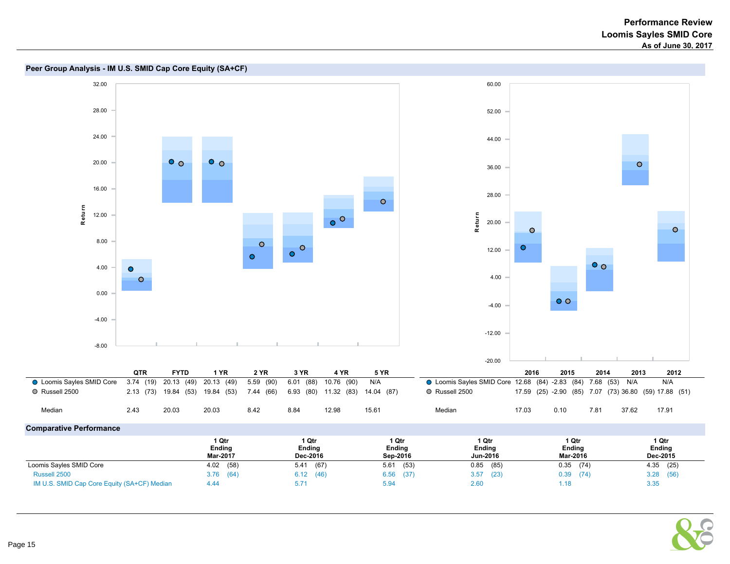# Performance Review
## Loomis Sayles SMID Core
**As of June 30, 2017**

### Peer Group Analysis - IM U.S. SMID Cap Core Equity (SA+CF)

| | QTR | FYTD | 1 YR | 2 YR | 3 YR | 4 YR | 5 YR |
|---|---|---|---|---|---|---|---|
| Loomis Sayles SMID Core | 3.74 (19) | 20.13 (49) | 20.13 (49) | 5.59 (90) | 6.01 (88) | 10.76 (90) | N/A |
| Russell 2500 | 2.13 (73) | 19.84 (53) | 19.84 (53) | 7.44 (66) | 6.93 (80) | 11.32 (83) | 14.04 (87) |
| Median | 2.43 | 20.03 | 20.03 | 8.42 | 8.84 | 12.98 | 15.61 |

| | 2016 | 2015 | 2014 | 2013 | 2012 |
|---|---|---|---|---|---|
| Loomis Sayles SMID Core | 12.68 (84) | -2.83 (84) | 7.68 (53) | N/A | N/A |
| Russell 2500 | 17.59 (25) | -2.90 (85) | 7.07 (73) | 36.80 (59) | 17.88 (51) |
| Median | 17.03 | 0.10 | 7.81 | 37.62 | 17.91 |

### Comparative Performance

| | 1 Qtr Ending Mar-2017 | 1 Qtr Ending Dec-2016 | 1 Qtr Ending Sep-2016 | 1 Qtr Ending Jun-2016 | 1 Qtr Ending Mar-2016 | 1 Qtr Ending Dec-2015 |
|---|---|---|---|---|---|---|
| Loomis Sayles SMID Core | 4.02 (58) | 5.41 (67) | 5.61 (53) | 0.85 (85) | 0.35 (74) | 4.35 (25) |
| Russell 2500 | 3.76 (64) | 6.12 (46) | 6.56 (37) | 3.57 (23) | 0.39 (74) | 3.28 (56) |
| IM U.S. SMID Cap Core Equity (SA+CF) Median | 4.44 | 5.71 | 5.94 | 2.60 | 1.18 | 3.35 |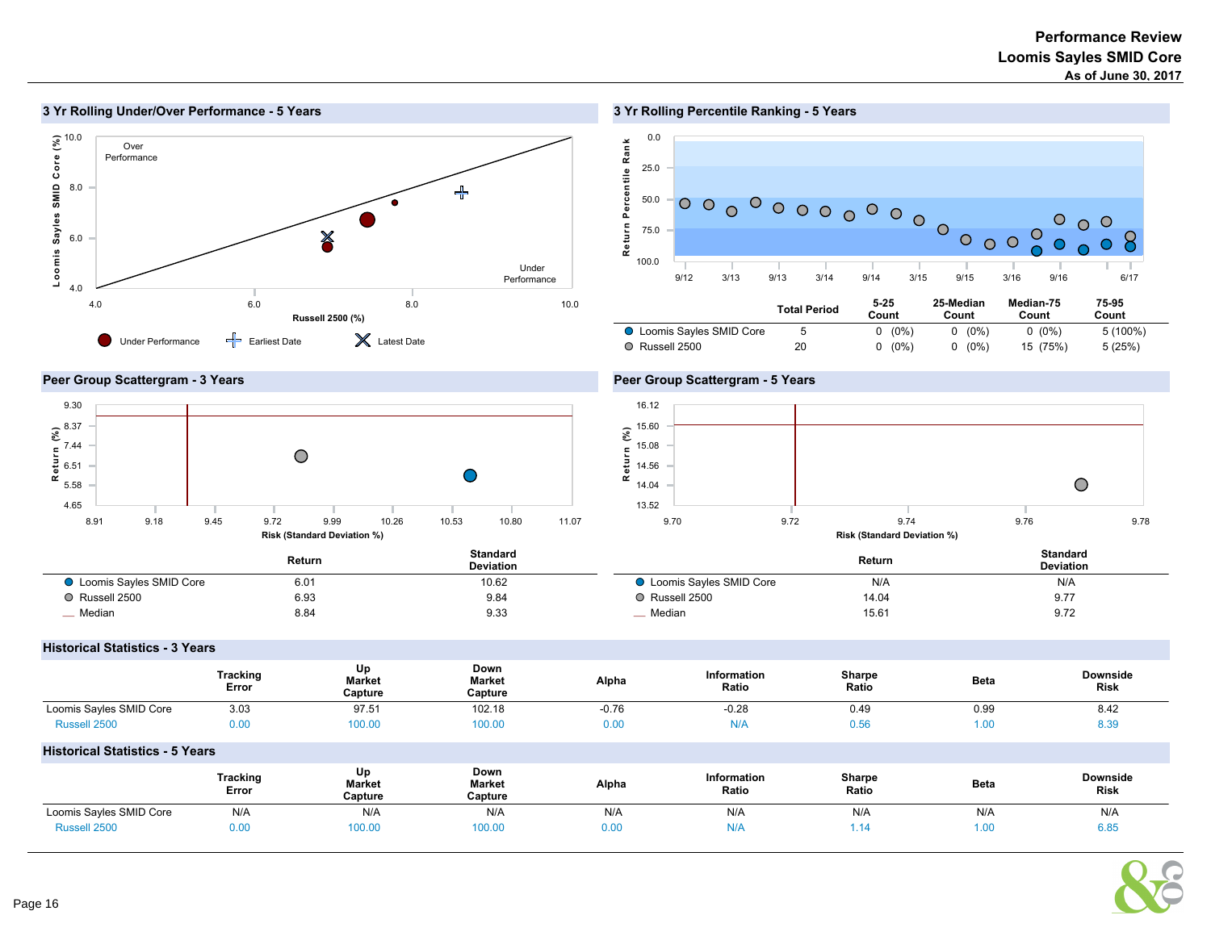# Performance Review
## Loomis Sayles SMID Core
### As of June 30, 2017

## 3 Yr Rolling Under/Over Performance - 5 Years

Over Performance

Under Performance

Loomis Sayles SMID Core (%)

Russell 2500 (%)

Under Performance | Earliest Date | Latest Date

## 3 Yr Rolling Percentile Ranking - 5 Years

Return Percentile Rank

| | Total Period | 5-25 Count | 25-Median Count | Median-75 Count | 75-95 Count |
|---|---|---|---|---|---|
| Loomis Sayles SMID Core | 5 | 0 (0%) | 0 (0%) | 0 (0%) | 5 (100%) |
| Russell 2500 | 20 | 0 (0%) | 0 (0%) | 15 (75%) | 5 (25%) |

## Peer Group Scattergram - 3 Years

| | Return | Standard Deviation |
|---|---|---|
| Loomis Sayles SMID Core | 6.01 | 10.62 |
| Russell 2500 | 6.93 | 9.84 |
| Median | 8.84 | 9.33 |

## Peer Group Scattergram - 5 Years

| | Return | Standard Deviation |
|---|---|---|
| Loomis Sayles SMID Core | N/A | N/A |
| Russell 2500 | 14.04 | 9.77 |
| Median | 15.61 | 9.72 |

## Historical Statistics - 3 Years

| | Tracking Error | Up Market Capture | Down Market Capture | Alpha | Information Ratio | Sharpe Ratio | Beta | Downside Risk |
|---|---|---|---|---|---|---|---|---|
| Loomis Sayles SMID Core | 3.03 | 97.51 | 102.18 | -0.76 | -0.28 | 0.49 | 0.99 | 8.42 |
| Russell 2500 | 0.00 | 100.00 | 100.00 | 0.00 | N/A | 0.56 | 1.00 | 8.39 |

## Historical Statistics - 5 Years

| | Tracking Error | Up Market Capture | Down Market Capture | Alpha | Information Ratio | Sharpe Ratio | Beta | Downside Risk |
|---|---|---|---|---|---|---|---|---|
| Loomis Sayles SMID Core | N/A | N/A | N/A | N/A | N/A | N/A | N/A | N/A |
| Russell 2500 | 0.00 | 100.00 | 100.00 | 0.00 | N/A | 1.14 | 1.00 | 6.85 |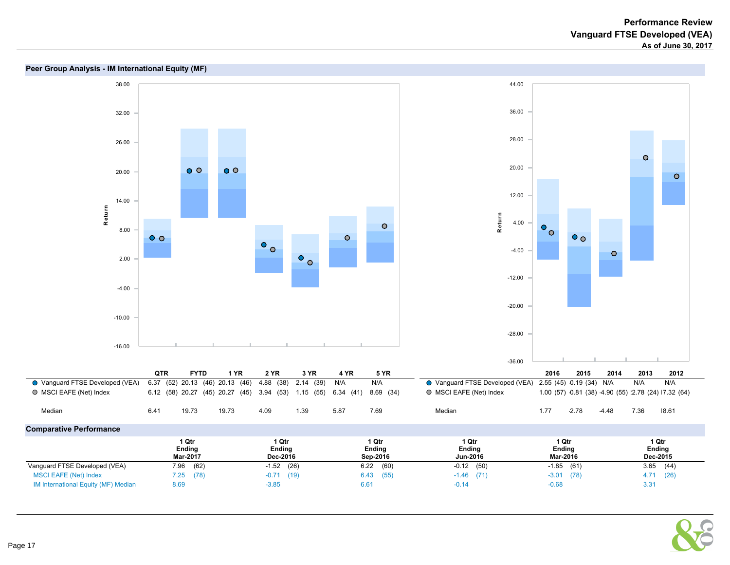# Performance Review
## Vanguard FTSE Developed (VEA)
**As of June 30, 2017**

### Peer Group Analysis - IM International Equity (MF)

| | QTR | FYTD | 1 YR | 2 YR | 3 YR | 4 YR | 5 YR |
|---|---|---|---|---|---|---|---|
| Vanguard FTSE Developed (VEA) | 6.37 (52) | 20.13 (46) | 20.13 (46) | 4.88 (38) | 2.14 (39) | N/A | N/A |
| MSCI EAFE (Net) Index | 6.12 (58) | 20.27 (45) | 20.27 (45) | 3.94 (53) | 1.15 (55) | 6.34 (41) | 8.69 (34) |
| Median | 6.41 | 19.73 | 19.73 | 4.09 | 1.39 | 5.87 | 7.69 |

| | 2016 | 2015 | 2014 | 2013 | 2012 |
|---|---|---|---|---|---|
| Vanguard FTSE Developed (VEA) | 2.55 (45) | -0.19 (34) | N/A | N/A | N/A |
| MSCI EAFE (Net) Index | 1.00 (57) | -0.81 (38) | -4.90 (55) | 22.78 (24) | 17.32 (64) |
| Median | 1.77 | -2.78 | -4.48 | 7.36 | 18.61 |

### Comparative Performance

| | 1 Qtr Ending Mar-2017 | 1 Qtr Ending Dec-2016 | 1 Qtr Ending Sep-2016 | 1 Qtr Ending Jun-2016 | 1 Qtr Ending Mar-2016 | 1 Qtr Ending Dec-2015 |
|---|---|---|---|---|---|---|
| Vanguard FTSE Developed (VEA) | 7.96 (62) | -1.52 (26) | 6.22 (60) | -0.12 (50) | -1.85 (61) | 3.65 (44) |
| MSCI EAFE (Net) Index | 7.25 (78) | -0.71 (19) | 6.43 (55) | -1.46 (71) | -3.01 (78) | 4.71 (26) |
| IM International Equity (MF) Median | 8.69 | -3.85 | 6.61 | -0.14 | -0.68 | 3.31 |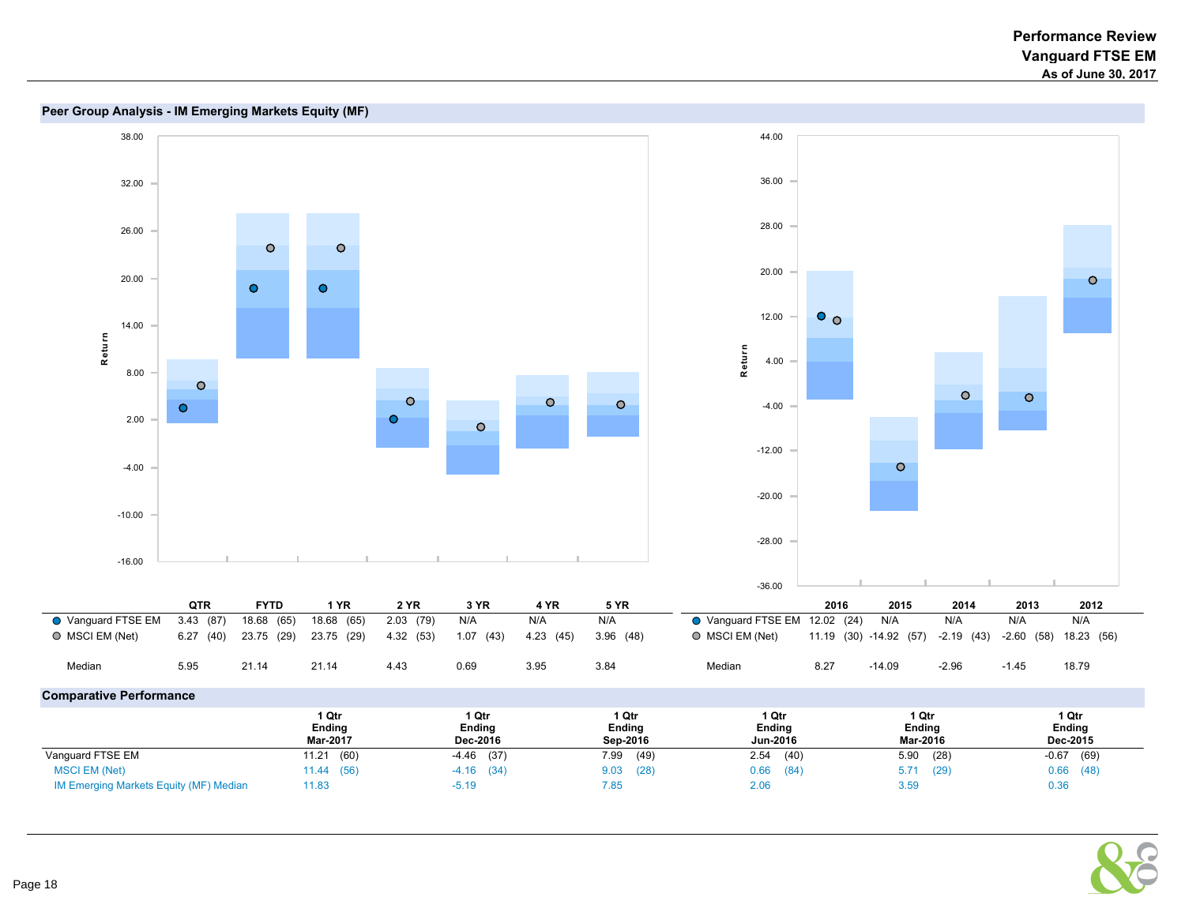# Performance Review
## Vanguard FTSE EM
### As of June 30, 2017

## Peer Group Analysis - IM Emerging Markets Equity (MF)

| | QTR | FYTD | 1 YR | 2 YR | 3 YR | 4 YR | 5 YR |
|---|---|---|---|---|---|---|---|
| Vanguard FTSE EM | 3.43 (87) | 18.68 (65) | 18.68 (65) | 2.03 (79) | N/A | N/A | N/A |
| MSCI EM (Net) | 6.27 (40) | 23.75 (29) | 23.75 (29) | 4.32 (53) | 1.07 (43) | 4.23 (45) | 3.96 (48) |
| Median | 5.95 | 21.14 | 21.14 | 4.43 | 0.69 | 3.95 | 3.84 |

| | 2016 | 2015 | 2014 | 2013 | 2012 |
|---|---|---|---|---|---|
| Vanguard FTSE EM | 12.02 (24) | N/A | N/A | N/A | N/A |
| MSCI EM (Net) | 11.19 (30) | -14.92 (57) | -2.19 (43) | -2.60 (58) | 18.23 (56) |
| Median | 8.27 | -14.09 | -2.96 | -1.45 | 18.79 |

## Comparative Performance

| | 1 Qtr Ending Mar-2017 | 1 Qtr Ending Dec-2016 | 1 Qtr Ending Sep-2016 | 1 Qtr Ending Jun-2016 | 1 Qtr Ending Mar-2016 | 1 Qtr Ending Dec-2015 |
|---|---|---|---|---|---|---|
| Vanguard FTSE EM | 11.21 (60) | -4.46 (37) | 7.99 (49) | 2.54 (40) | 5.90 (28) | -0.67 (69) |
| MSCI EM (Net) | 11.44 (56) | -4.16 (34) | 9.03 (28) | 0.66 (84) | 5.71 (29) | 0.66 (48) |
| IM Emerging Markets Equity (MF) Median | 11.83 | -5.19 | 7.85 | 2.06 | 3.59 | 0.36 |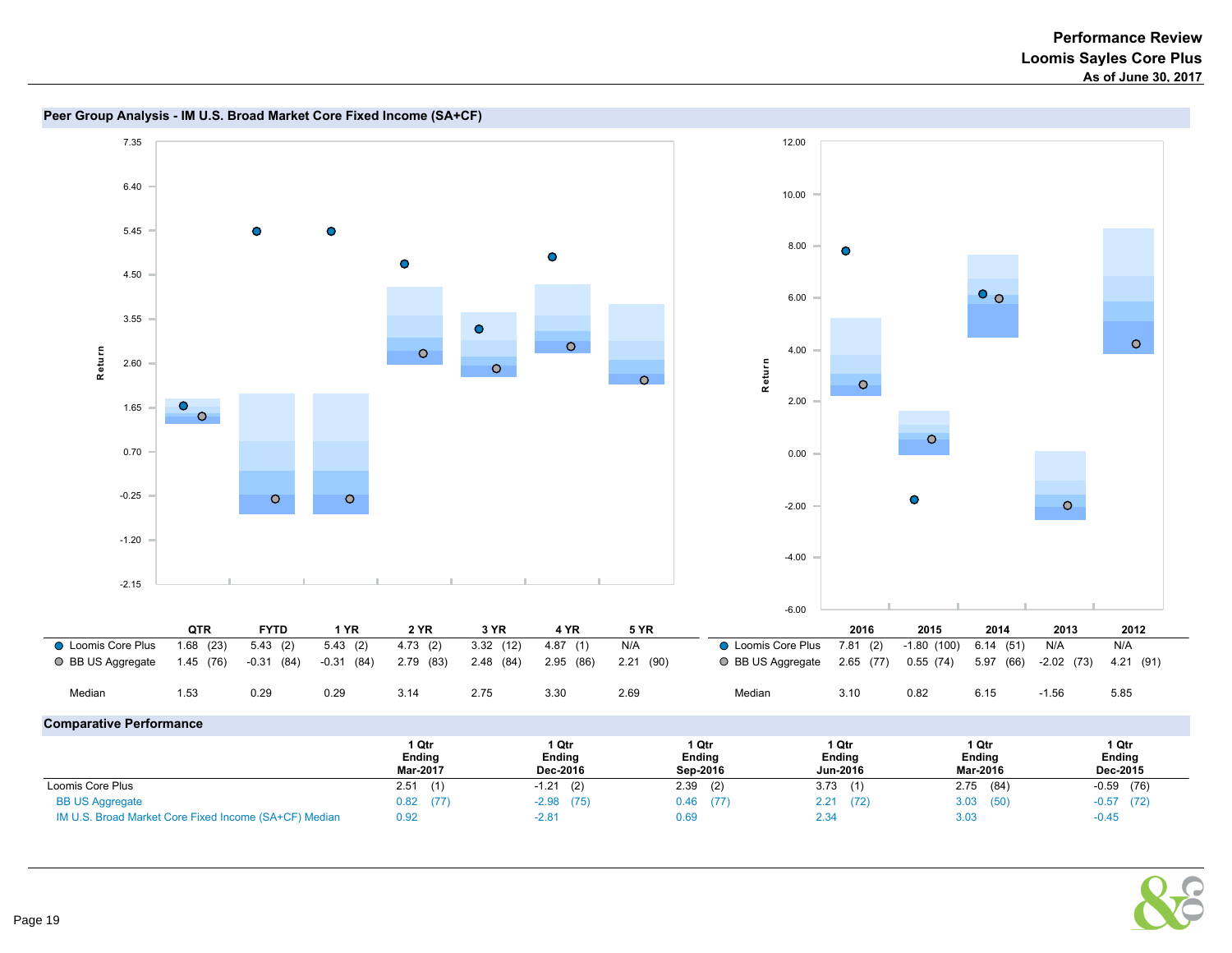# Performance Review
## Loomis Sayles Core Plus
### As of June 30, 2017

## Peer Group Analysis - IM U.S. Broad Market Core Fixed Income (SA+CF)

| | QTR | FYTD | 1 YR | 2 YR | 3 YR | 4 YR | 5 YR |
|---|---|---|---|---|---|---|---|
| Loomis Core Plus | 1.68 (23) | 5.43 (2) | 5.43 (2) | 4.73 (2) | 3.32 (12) | 4.87 (1) | N/A |
| BB US Aggregate | 1.45 (76) | -0.31 (84) | -0.31 (84) | 2.79 (83) | 2.48 (84) | 2.95 (86) | 2.21 (90) |
| Median | 1.53 | 0.29 | 0.29 | 3.14 | 2.75 | 3.30 | 2.69 |

| | 2016 | 2015 | 2014 | 2013 | 2012 |
|---|---|---|---|---|---|
| Loomis Core Plus | 7.81 (2) | -1.80 (100) | 6.14 (51) | N/A | N/A |
| BB US Aggregate | 2.65 (77) | 0.55 (74) | 5.97 (66) | -2.02 (73) | 4.21 (91) |
| Median | 3.10 | 0.82 | 6.15 | -1.56 | 5.85 |

## Comparative Performance

| | 1 Qtr Ending Mar-2017 | 1 Qtr Ending Dec-2016 | 1 Qtr Ending Sep-2016 | 1 Qtr Ending Jun-2016 | 1 Qtr Ending Mar-2016 | 1 Qtr Ending Dec-2015 |
|---|---|---|---|---|---|---|
| Loomis Core Plus | 2.51 (1) | -1.21 (2) | 2.39 (2) | 3.73 (1) | 2.75 (84) | -0.59 (76) |
| BB US Aggregate | 0.82 (77) | -2.98 (75) | 0.46 (77) | 2.21 (72) | 3.03 (50) | -0.57 (72) |
| IM U.S. Broad Market Core Fixed Income (SA+CF) Median | 0.92 | -2.81 | 0.69 | 2.34 | 3.03 | -0.45 |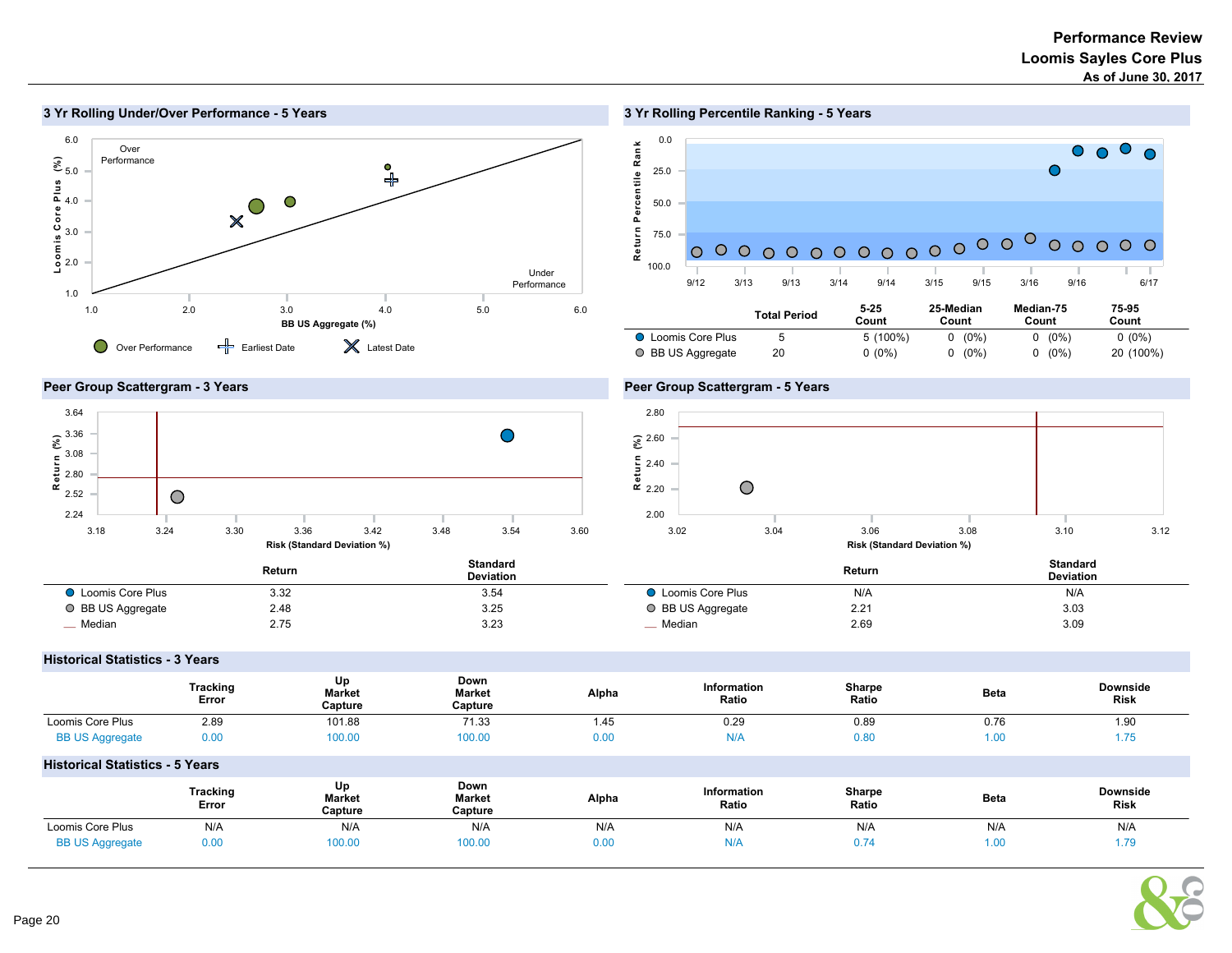# Performance Review
## Loomis Sayles Core Plus
### As of June 30, 2017

## 3 Yr Rolling Under/Over Performance - 5 Years

Over Performance

Under Performance

Loomis Core Plus (%)

BB US Aggregate (%)

Over Performance · Earliest Date · Latest Date

## 3 Yr Rolling Percentile Ranking - 5 Years

Return Percentile Rank

|  | Total Period | 5-25 Count | 25-Median Count | Median-75 Count | 75-95 Count |
|---|---|---|---|---|---|
| Loomis Core Plus | 5 | 5 (100%) | 0 (0%) | 0 (0%) | 0 (0%) |
| BB US Aggregate | 20 | 0 (0%) | 0 (0%) | 0 (0%) | 20 (100%) |

## Peer Group Scattergram - 3 Years

Return (%)

Risk (Standard Deviation %)

|  | Return | Standard Deviation |
|---|---|---|
| Loomis Core Plus | 3.32 | 3.54 |
| BB US Aggregate | 2.48 | 3.25 |
| Median | 2.75 | 3.23 |

## Peer Group Scattergram - 5 Years

Return (%)

Risk (Standard Deviation %)

|  | Return | Standard Deviation |
|---|---|---|
| Loomis Core Plus | N/A | N/A |
| BB US Aggregate | 2.21 | 3.03 |
| Median | 2.69 | 3.09 |

## Historical Statistics - 3 Years

|  | Tracking Error | Up Market Capture | Down Market Capture | Alpha | Information Ratio | Sharpe Ratio | Beta | Downside Risk |
|---|---|---|---|---|---|---|---|---|
| Loomis Core Plus | 2.89 | 101.88 | 71.33 | 1.45 | 0.29 | 0.89 | 0.76 | 1.90 |
| BB US Aggregate | 0.00 | 100.00 | 100.00 | 0.00 | N/A | 0.80 | 1.00 | 1.75 |

## Historical Statistics - 5 Years

|  | Tracking Error | Up Market Capture | Down Market Capture | Alpha | Information Ratio | Sharpe Ratio | Beta | Downside Risk |
|---|---|---|---|---|---|---|---|---|
| Loomis Core Plus | N/A | N/A | N/A | N/A | N/A | N/A | N/A | N/A |
| BB US Aggregate | 0.00 | 100.00 | 100.00 | 0.00 | N/A | 0.74 | 1.00 | 1.79 |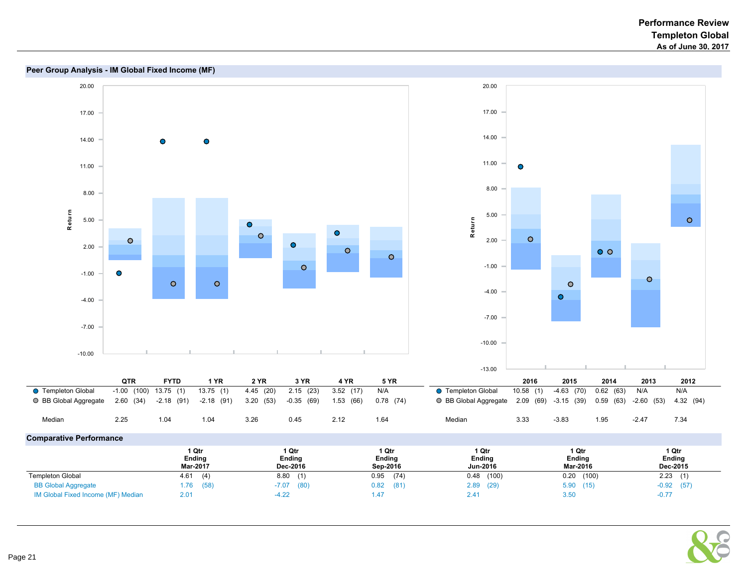# Performance Review
## Templeton Global
### As of June 30, 2017

## Peer Group Analysis - IM Global Fixed Income (MF)

| | QTR | FYTD | 1 YR | 2 YR | 3 YR | 4 YR | 5 YR |
|---|---|---|---|---|---|---|---|
| Templeton Global | -1.00 (100) | 13.75 (1) | 13.75 (1) | 4.45 (20) | 2.15 (23) | 3.52 (17) | N/A |
| BB Global Aggregate | 2.60 (34) | -2.18 (91) | -2.18 (91) | 3.20 (53) | -0.35 (69) | 1.53 (66) | 0.78 (74) |
| Median | 2.25 | 1.04 | 1.04 | 3.26 | 0.45 | 2.12 | 1.64 |

| | 2016 | 2015 | 2014 | 2013 | 2012 |
|---|---|---|---|---|---|
| Templeton Global | 10.58 (1) | -4.63 (70) | 0.62 (63) | N/A | N/A |
| BB Global Aggregate | 2.09 (69) | -3.15 (39) | 0.59 (63) | -2.60 (53) | 4.32 (94) |
| Median | 3.33 | -3.83 | 1.95 | -2.47 | 7.34 |

## Comparative Performance

| | 1 Qtr Ending Mar-2017 | 1 Qtr Ending Dec-2016 | 1 Qtr Ending Sep-2016 | 1 Qtr Ending Jun-2016 | 1 Qtr Ending Mar-2016 | 1 Qtr Ending Dec-2015 |
|---|---|---|---|---|---|---|
| Templeton Global | 4.61 (4) | 8.80 (1) | 0.95 (74) | 0.48 (100) | 0.20 (100) | 2.23 (1) |
| BB Global Aggregate | 1.76 (58) | -7.07 (80) | 0.82 (81) | 2.89 (29) | 5.90 (15) | -0.92 (57) |
| IM Global Fixed Income (MF) Median | 2.01 | -4.22 | 1.47 | 2.41 | 3.50 | -0.77 |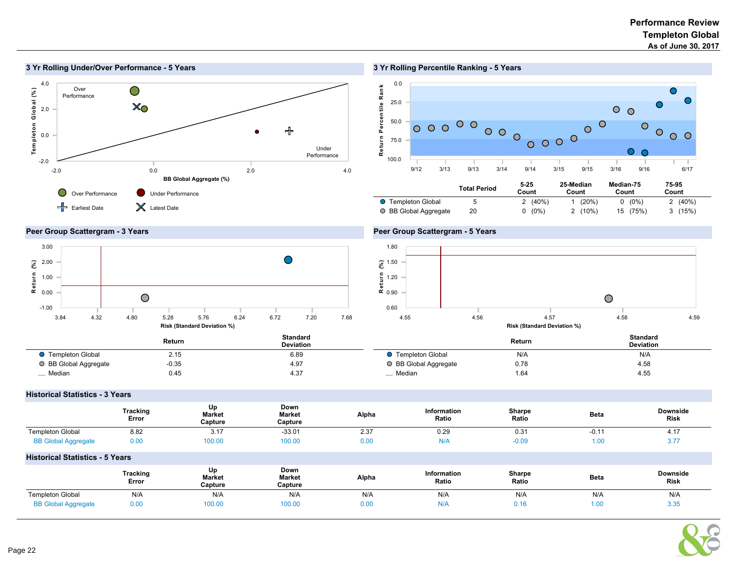# Performance Review
## Templeton Global
### As of June 30, 2017

## 3 Yr Rolling Under/Over Performance - 5 Years

Templeton Global (%) vs. BB Global Aggregate (%)

Over Performance / Under Performance

Legend: Over Performance; Under Performance; Earliest Date; Latest Date

## 3 Yr Rolling Percentile Ranking - 5 Years

| | Total Period | 5-25 Count | 25-Median Count | Median-75 Count | 75-95 Count |
|---|---|---|---|---|---|
| Templeton Global | 5 | 2 (40%) | 1 (20%) | 0 (0%) | 2 (40%) |
| BB Global Aggregate | 20 | 0 (0%) | 2 (10%) | 15 (75%) | 3 (15%) |

## Peer Group Scattergram - 3 Years

| | Return | Standard Deviation |
|---|---|---|
| Templeton Global | 2.15 | 6.89 |
| BB Global Aggregate | -0.35 | 4.97 |
| Median | 0.45 | 4.37 |

## Peer Group Scattergram - 5 Years

| | Return | Standard Deviation |
|---|---|---|
| Templeton Global | N/A | N/A |
| BB Global Aggregate | 0.78 | 4.58 |
| Median | 1.64 | 4.55 |

## Historical Statistics - 3 Years

| | Tracking Error | Up Market Capture | Down Market Capture | Alpha | Information Ratio | Sharpe Ratio | Beta | Downside Risk |
|---|---|---|---|---|---|---|---|---|
| Templeton Global | 8.82 | 3.17 | -33.01 | 2.37 | 0.29 | 0.31 | -0.11 | 4.17 |
| BB Global Aggregate | 0.00 | 100.00 | 100.00 | 0.00 | N/A | -0.09 | 1.00 | 3.77 |

## Historical Statistics - 5 Years

| | Tracking Error | Up Market Capture | Down Market Capture | Alpha | Information Ratio | Sharpe Ratio | Beta | Downside Risk |
|---|---|---|---|---|---|---|---|---|
| Templeton Global | N/A | N/A | N/A | N/A | N/A | N/A | N/A | N/A |
| BB Global Aggregate | 0.00 | 100.00 | 100.00 | 0.00 | N/A | 0.16 | 1.00 | 3.35 |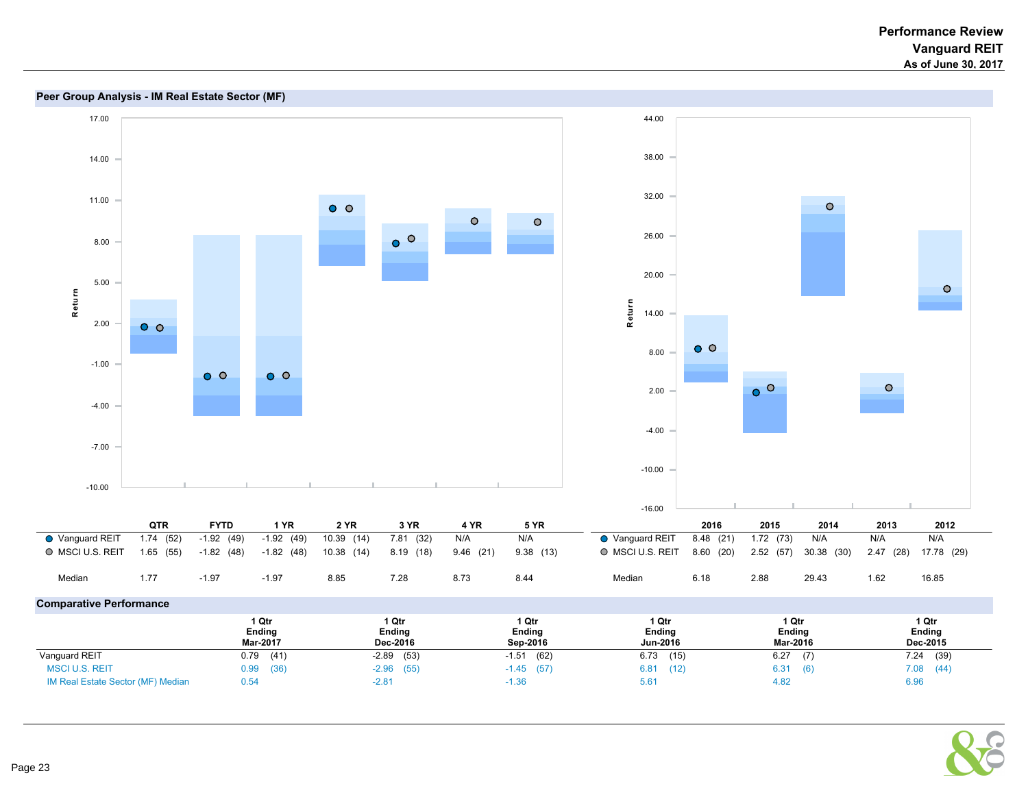# Performance Review
## Vanguard REIT
### As of June 30, 2017

## Peer Group Analysis - IM Real Estate Sector (MF)

| | QTR | FYTD | 1 YR | 2 YR | 3 YR | 4 YR | 5 YR |
|---|---|---|---|---|---|---|---|
| Vanguard REIT | 1.74 (52) | -1.92 (49) | -1.92 (49) | 10.39 (14) | 7.81 (32) | N/A | N/A |
| MSCI U.S. REIT | 1.65 (55) | -1.82 (48) | -1.82 (48) | 10.38 (14) | 8.19 (18) | 9.46 (21) | 9.38 (13) |
| Median | 1.77 | -1.97 | -1.97 | 8.85 | 7.28 | 8.73 | 8.44 |

| | 2016 | 2015 | 2014 | 2013 | 2012 |
|---|---|---|---|---|---|
| Vanguard REIT | 8.48 (21) | 1.72 (73) | N/A | N/A | N/A |
| MSCI U.S. REIT | 8.60 (20) | 2.52 (57) | 30.38 (30) | 2.47 (28) | 17.78 (29) |
| Median | 6.18 | 2.88 | 29.43 | 1.62 | 16.85 |

## Comparative Performance

| | 1 Qtr Ending Mar-2017 | 1 Qtr Ending Dec-2016 | 1 Qtr Ending Sep-2016 | 1 Qtr Ending Jun-2016 | 1 Qtr Ending Mar-2016 | 1 Qtr Ending Dec-2015 |
|---|---|---|---|---|---|---|
| Vanguard REIT | 0.79 (41) | -2.89 (53) | -1.51 (62) | 6.73 (15) | 6.27 (7) | 7.24 (39) |
| MSCI U.S. REIT | 0.99 (36) | -2.96 (55) | -1.45 (57) | 6.81 (12) | 6.31 (6) | 7.08 (44) |
| IM Real Estate Sector (MF) Median | 0.54 | -2.81 | -1.36 | 5.61 | 4.82 | 6.96 |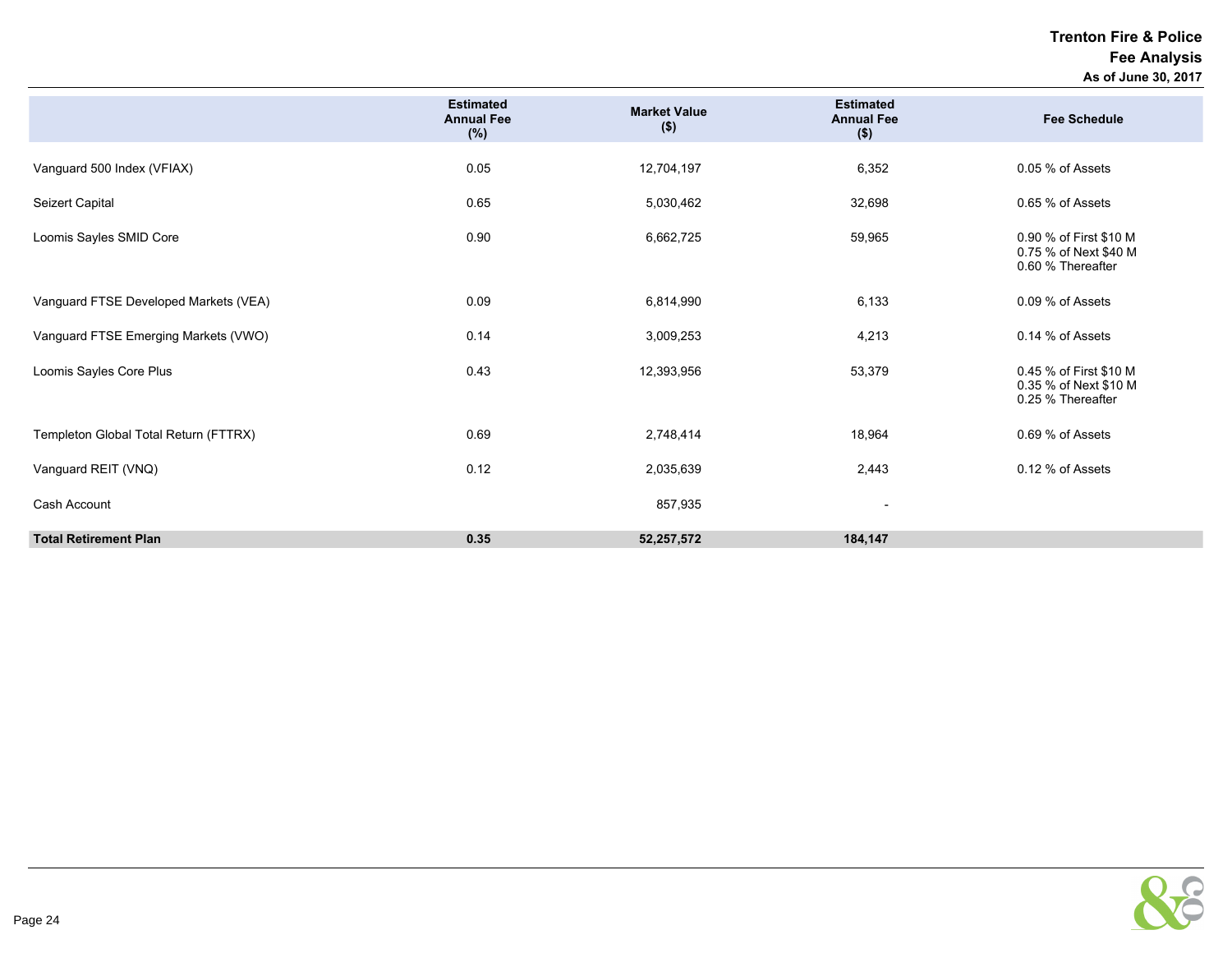# Trenton Fire & Police

## Fee Analysis

### As of June 30, 2017

| | Estimated Annual Fee (%) | Market Value ($) | Estimated Annual Fee ($) | Fee Schedule |
|---|---|---|---|---|
| Vanguard 500 Index (VFIAX) | 0.05 | 12,704,197 | 6,352 | 0.05 % of Assets |
| Seizert Capital | 0.65 | 5,030,462 | 32,698 | 0.65 % of Assets |
| Loomis Sayles SMID Core | 0.90 | 6,662,725 | 59,965 | 0.90 % of First $10 M<br>0.75 % of Next $40 M<br>0.60 % Thereafter |
| Vanguard FTSE Developed Markets (VEA) | 0.09 | 6,814,990 | 6,133 | 0.09 % of Assets |
| Vanguard FTSE Emerging Markets (VWO) | 0.14 | 3,009,253 | 4,213 | 0.14 % of Assets |
| Loomis Sayles Core Plus | 0.43 | 12,393,956 | 53,379 | 0.45 % of First $10 M<br>0.35 % of Next $10 M<br>0.25 % Thereafter |
| Templeton Global Total Return (FTTRX) | 0.69 | 2,748,414 | 18,964 | 0.69 % of Assets |
| Vanguard REIT (VNQ) | 0.12 | 2,035,639 | 2,443 | 0.12 % of Assets |
| Cash Account | | 857,935 | - | |
| **Total Retirement Plan** | **0.35** | **52,257,572** | **184,147** | |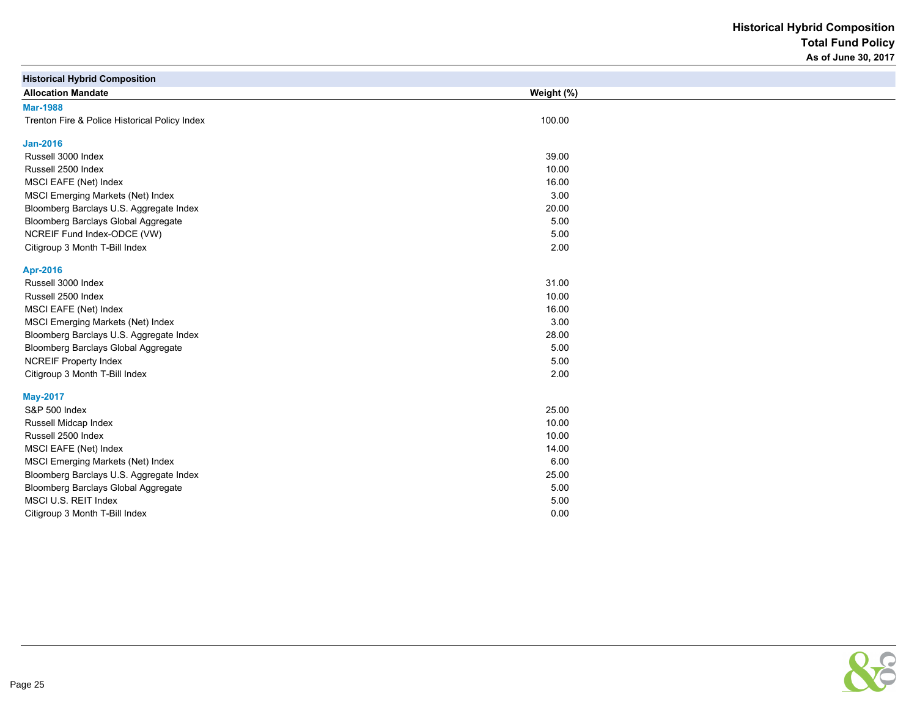# Historical Hybrid Composition
## Total Fund Policy
### As of June 30, 2017

**Historical Hybrid Composition**

| Allocation Mandate | Weight (%) |
|---|---|
| **Mar-1988** | |
| Trenton Fire & Police Historical Policy Index | 100.00 |
| **Jan-2016** | |
| Russell 3000 Index | 39.00 |
| Russell 2500 Index | 10.00 |
| MSCI EAFE (Net) Index | 16.00 |
| MSCI Emerging Markets (Net) Index | 3.00 |
| Bloomberg Barclays U.S. Aggregate Index | 20.00 |
| Bloomberg Barclays Global Aggregate | 5.00 |
| NCREIF Fund Index-ODCE (VW) | 5.00 |
| Citigroup 3 Month T-Bill Index | 2.00 |
| **Apr-2016** | |
| Russell 3000 Index | 31.00 |
| Russell 2500 Index | 10.00 |
| MSCI EAFE (Net) Index | 16.00 |
| MSCI Emerging Markets (Net) Index | 3.00 |
| Bloomberg Barclays U.S. Aggregate Index | 28.00 |
| Bloomberg Barclays Global Aggregate | 5.00 |
| NCREIF Property Index | 5.00 |
| Citigroup 3 Month T-Bill Index | 2.00 |
| **May-2017** | |
| S&P 500 Index | 25.00 |
| Russell Midcap Index | 10.00 |
| Russell 2500 Index | 10.00 |
| MSCI EAFE (Net) Index | 14.00 |
| MSCI Emerging Markets (Net) Index | 6.00 |
| Bloomberg Barclays U.S. Aggregate Index | 25.00 |
| Bloomberg Barclays Global Aggregate | 5.00 |
| MSCI U.S. REIT Index | 5.00 |
| Citigroup 3 Month T-Bill Index | 0.00 |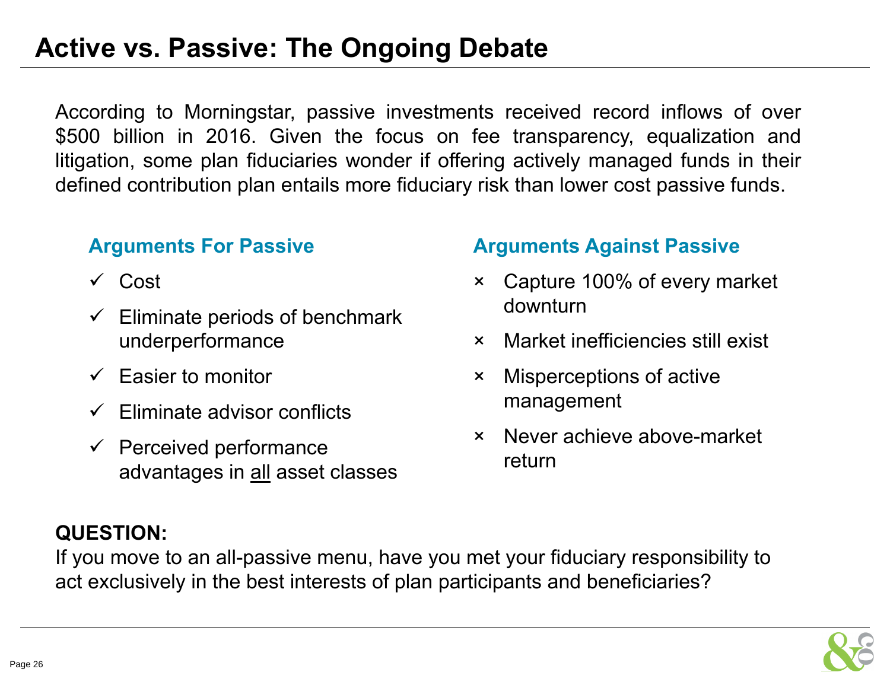# Active vs. Passive: The Ongoing Debate

According to Morningstar, passive investments received record inflows of over $500 billion in 2016. Given the focus on fee transparency, equalization and litigation, some plan fiduciaries wonder if offering actively managed funds in their defined contribution plan entails more fiduciary risk than lower cost passive funds.

### Arguments For Passive

- ✓ Cost
- ✓ Eliminate periods of benchmark underperformance
- ✓ Easier to monitor
- ✓ Eliminate advisor conflicts
- ✓ Perceived performance advantages in all asset classes

### Arguments Against Passive

- × Capture 100% of every market downturn
- × Market inefficiencies still exist
- × Misperceptions of active management
- × Never achieve above-market return

**QUESTION:**
If you move to an all-passive menu, have you met your fiduciary responsibility to act exclusively in the best interests of plan participants and beneficiaries?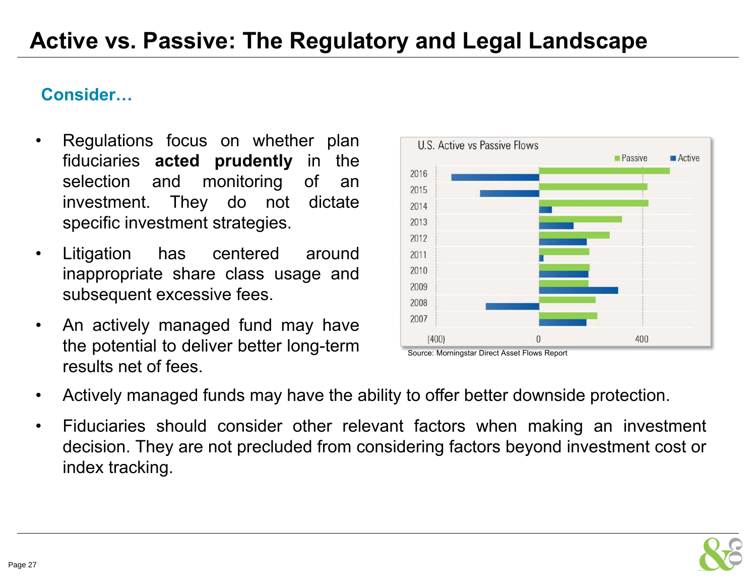# Active vs. Passive: The Regulatory and Legal Landscape

## Consider…

- Regulations focus on whether plan fiduciaries **acted prudently** in the selection and monitoring of an investment. They do not dictate specific investment strategies.
- Litigation has centered around inappropriate share class usage and subsequent excessive fees.
- An actively managed fund may have the potential to deliver better long-term results net of fees.
- Actively managed funds may have the ability to offer better downside protection.
- Fiduciaries should consider other relevant factors when making an investment decision. They are not precluded from considering factors beyond investment cost or index tracking.

U.S. Active vs Passive Flows

Source: Morningstar Direct Asset Flows Report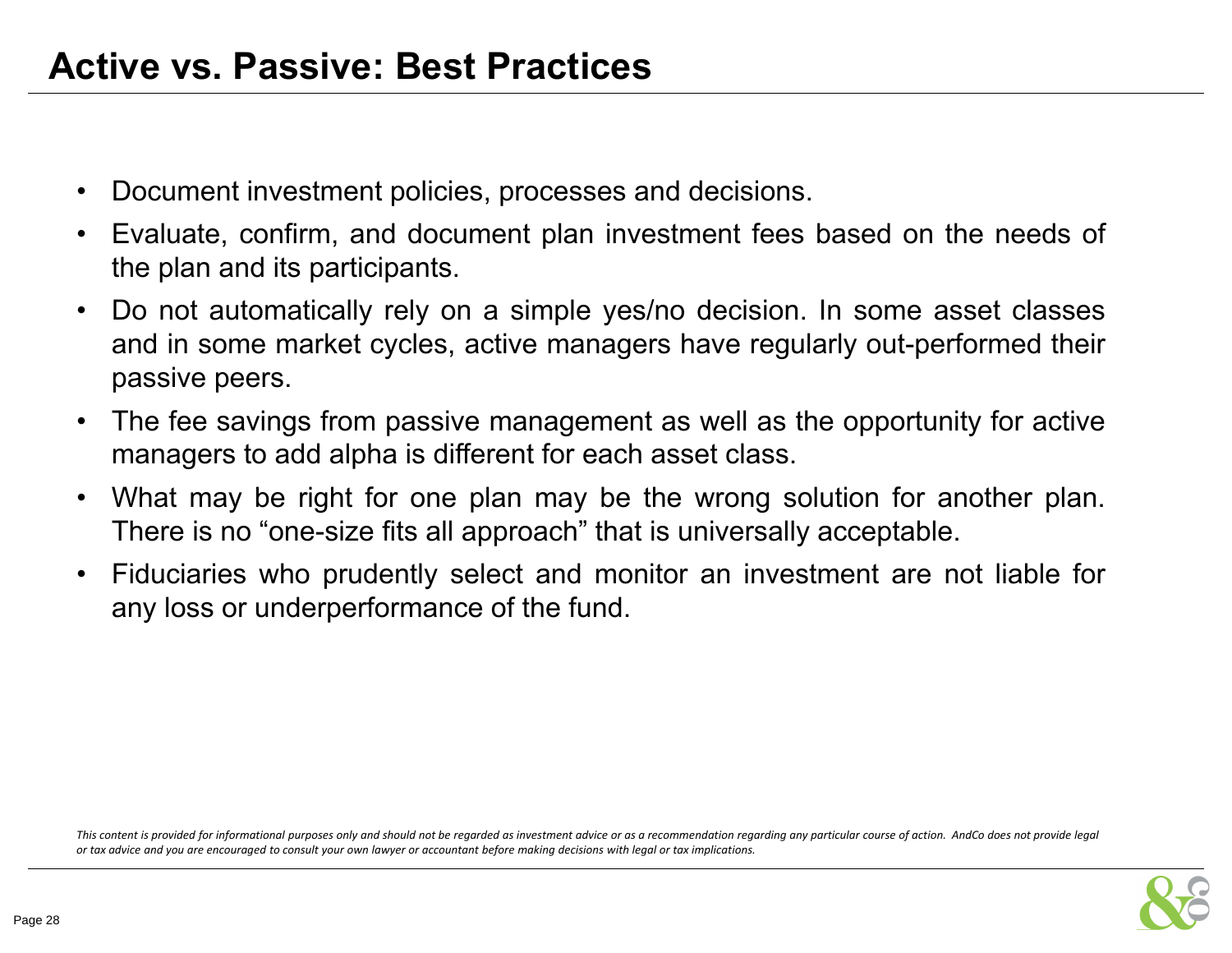# Active vs. Passive: Best Practices

- Document investment policies, processes and decisions.
- Evaluate, confirm, and document plan investment fees based on the needs of the plan and its participants.
- Do not automatically rely on a simple yes/no decision. In some asset classes and in some market cycles, active managers have regularly out-performed their passive peers.
- The fee savings from passive management as well as the opportunity for active managers to add alpha is different for each asset class.
- What may be right for one plan may be the wrong solution for another plan. There is no “one-size fits all approach” that is universally acceptable.
- Fiduciaries who prudently select and monitor an investment are not liable for any loss or underperformance of the fund.

*This content is provided for informational purposes only and should not be regarded as investment advice or as a recommendation regarding any particular course of action. AndCo does not provide legal or tax advice and you are encouraged to consult your own lawyer or accountant before making decisions with legal or tax implications.*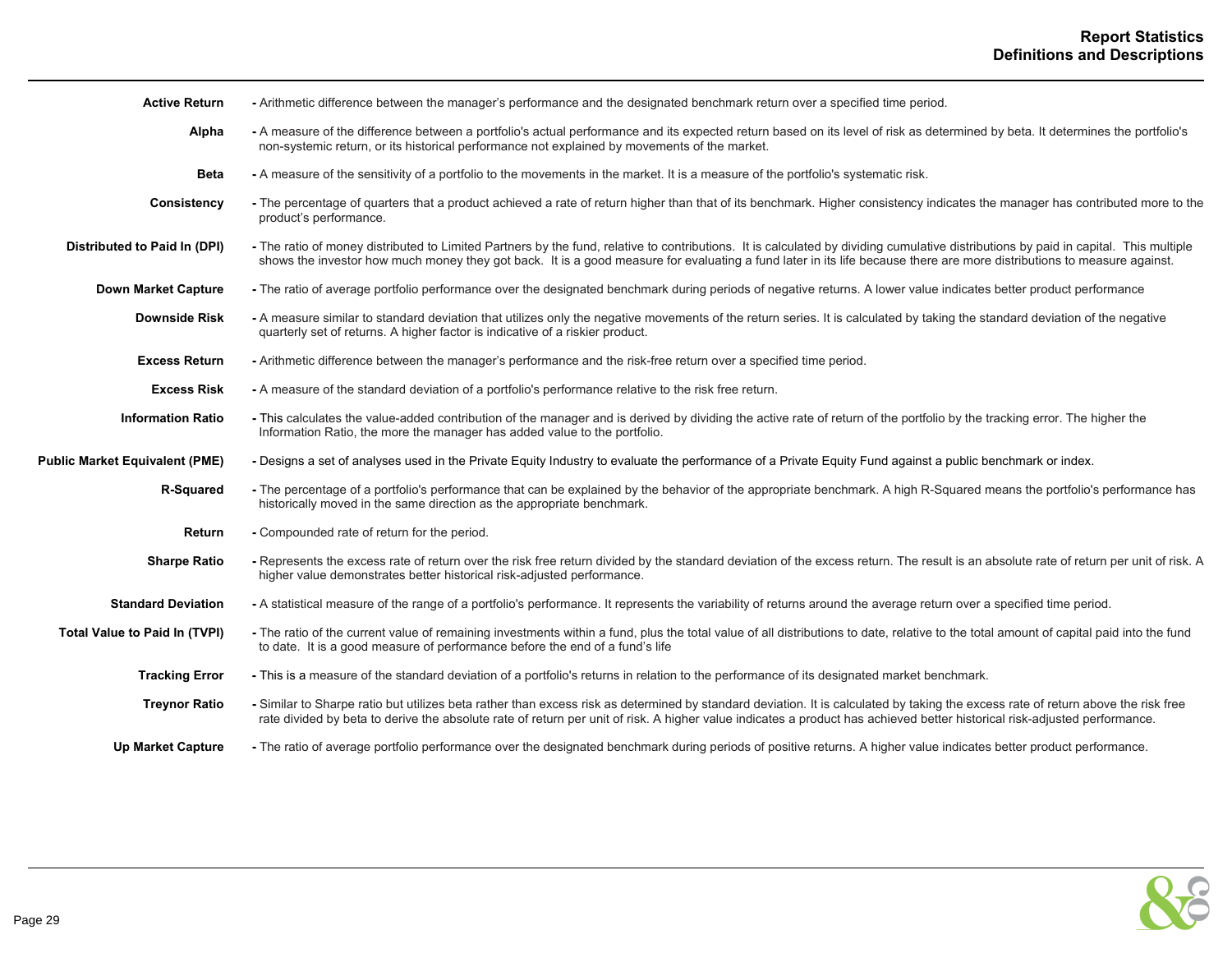# Report Statistics
## Definitions and Descriptions

**Active Return** - Arithmetic difference between the manager's performance and the designated benchmark return over a specified time period.

**Alpha** - A measure of the difference between a portfolio's actual performance and its expected return based on its level of risk as determined by beta. It determines the portfolio's non-systemic return, or its historical performance not explained by movements of the market.

**Beta** - A measure of the sensitivity of a portfolio to the movements in the market. It is a measure of the portfolio's systematic risk.

**Consistency** - The percentage of quarters that a product achieved a rate of return higher than that of its benchmark. Higher consistency indicates the manager has contributed more to the product's performance.

**Distributed to Paid In (DPI)** - The ratio of money distributed to Limited Partners by the fund, relative to contributions. It is calculated by dividing cumulative distributions by paid in capital. This multiple shows the investor how much money they got back. It is a good measure for evaluating a fund later in its life because there are more distributions to measure against.

**Down Market Capture** - The ratio of average portfolio performance over the designated benchmark during periods of negative returns. A lower value indicates better product performance

**Downside Risk** - A measure similar to standard deviation that utilizes only the negative movements of the return series. It is calculated by taking the standard deviation of the negative quarterly set of returns. A higher factor is indicative of a riskier product.

**Excess Return** - Arithmetic difference between the manager's performance and the risk-free return over a specified time period.

**Excess Risk** - A measure of the standard deviation of a portfolio's performance relative to the risk free return.

**Information Ratio** - This calculates the value-added contribution of the manager and is derived by dividing the active rate of return of the portfolio by the tracking error. The higher the Information Ratio, the more the manager has added value to the portfolio.

**Public Market Equivalent (PME)** - Designs a set of analyses used in the Private Equity Industry to evaluate the performance of a Private Equity Fund against a public benchmark or index.

**R-Squared** - The percentage of a portfolio's performance that can be explained by the behavior of the appropriate benchmark. A high R-Squared means the portfolio's performance has historically moved in the same direction as the appropriate benchmark.

**Return** - Compounded rate of return for the period.

**Sharpe Ratio** - Represents the excess rate of return over the risk free return divided by the standard deviation of the excess return. The result is an absolute rate of return per unit of risk. A higher value demonstrates better historical risk-adjusted performance.

**Standard Deviation** - A statistical measure of the range of a portfolio's performance. It represents the variability of returns around the average return over a specified time period.

**Total Value to Paid In (TVPI)** - The ratio of the current value of remaining investments within a fund, plus the total value of all distributions to date, relative to the total amount of capital paid into the fund to date. It is a good measure of performance before the end of a fund's life

**Tracking Error** - This is a measure of the standard deviation of a portfolio's returns in relation to the performance of its designated market benchmark.

**Treynor Ratio** - Similar to Sharpe ratio but utilizes beta rather than excess risk as determined by standard deviation. It is calculated by taking the excess rate of return above the risk free rate divided by beta to derive the absolute rate of return per unit of risk. A higher value indicates a product has achieved better historical risk-adjusted performance.

**Up Market Capture** - The ratio of average portfolio performance over the designated benchmark during periods of positive returns. A higher value indicates better product performance.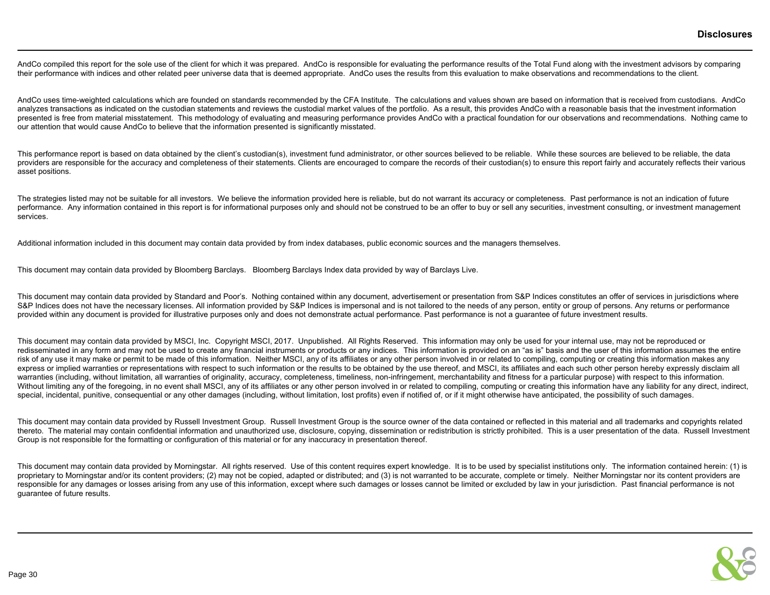# Disclosures

AndCo compiled this report for the sole use of the client for which it was prepared. AndCo is responsible for evaluating the performance results of the Total Fund along with the investment advisors by comparing their performance with indices and other related peer universe data that is deemed appropriate. AndCo uses the results from this evaluation to make observations and recommendations to the client.

AndCo uses time-weighted calculations which are founded on standards recommended by the CFA Institute. The calculations and values shown are based on information that is received from custodians. AndCo analyzes transactions as indicated on the custodian statements and reviews the custodial market values of the portfolio. As a result, this provides AndCo with a reasonable basis that the investment information presented is free from material misstatement. This methodology of evaluating and measuring performance provides AndCo with a practical foundation for our observations and recommendations. Nothing came to our attention that would cause AndCo to believe that the information presented is significantly misstated.

This performance report is based on data obtained by the client's custodian(s), investment fund administrator, or other sources believed to be reliable. While these sources are believed to be reliable, the data providers are responsible for the accuracy and completeness of their statements. Clients are encouraged to compare the records of their custodian(s) to ensure this report fairly and accurately reflects their various asset positions.

The strategies listed may not be suitable for all investors. We believe the information provided here is reliable, but do not warrant its accuracy or completeness. Past performance is not an indication of future performance. Any information contained in this report is for informational purposes only and should not be construed to be an offer to buy or sell any securities, investment consulting, or investment management services.

Additional information included in this document may contain data provided by from index databases, public economic sources and the managers themselves.

This document may contain data provided by Bloomberg Barclays. Bloomberg Barclays Index data provided by way of Barclays Live.

This document may contain data provided by Standard and Poor's. Nothing contained within any document, advertisement or presentation from S&P Indices constitutes an offer of services in jurisdictions where S&P Indices does not have the necessary licenses. All information provided by S&P Indices is impersonal and is not tailored to the needs of any person, entity or group of persons. Any returns or performance provided within any document is provided for illustrative purposes only and does not demonstrate actual performance. Past performance is not a guarantee of future investment results.

This document may contain data provided by MSCI, Inc. Copyright MSCI, 2017. Unpublished. All Rights Reserved. This information may only be used for your internal use, may not be reproduced or redisseminated in any form and may not be used to create any financial instruments or products or any indices. This information is provided on an "as is" basis and the user of this information assumes the entire risk of any use it may make or permit to be made of this information. Neither MSCI, any of its affiliates or any other person involved in or related to compiling, computing or creating this information makes any express or implied warranties or representations with respect to such information or the results to be obtained by the use thereof, and MSCI, its affiliates and each such other person hereby expressly disclaim all warranties (including, without limitation, all warranties of originality, accuracy, completeness, timeliness, non-infringement, merchantability and fitness for a particular purpose) with respect to this information. Without limiting any of the foregoing, in no event shall MSCI, any of its affiliates or any other person involved in or related to compiling, computing or creating this information have any liability for any direct, indirect, special, incidental, punitive, consequential or any other damages (including, without limitation, lost profits) even if notified of, or if it might otherwise have anticipated, the possibility of such damages.

This document may contain data provided by Russell Investment Group. Russell Investment Group is the source owner of the data contained or reflected in this material and all trademarks and copyrights related thereto. The material may contain confidential information and unauthorized use, disclosure, copying, dissemination or redistribution is strictly prohibited. This is a user presentation of the data. Russell Investment Group is not responsible for the formatting or configuration of this material or for any inaccuracy in presentation thereof.

This document may contain data provided by Morningstar. All rights reserved. Use of this content requires expert knowledge. It is to be used by specialist institutions only. The information contained herein: (1) is proprietary to Morningstar and/or its content providers; (2) may not be copied, adapted or distributed; and (3) is not warranted to be accurate, complete or timely. Neither Morningstar nor its content providers are responsible for any damages or losses arising from any use of this information, except where such damages or losses cannot be limited or excluded by law in your jurisdiction. Past financial performance is not guarantee of future results.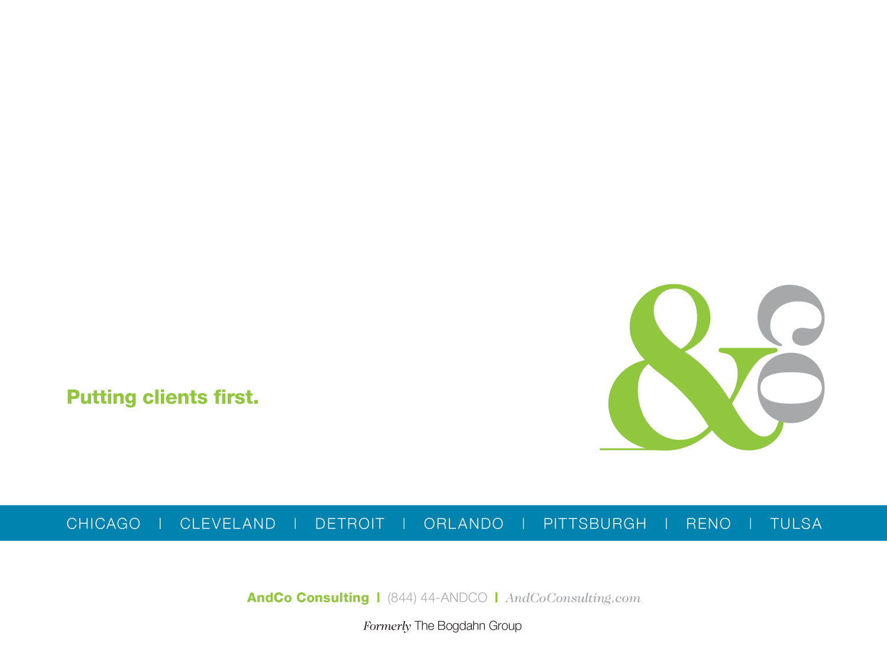**Putting clients first.**

CHICAGO | CLEVELAND | DETROIT | ORLANDO | PITTSBURGH | RENO | TULSA

**AndCo Consulting** | (844) 44-ANDCO | *AndCoConsulting.com*

*Formerly* The Bogdahn Group